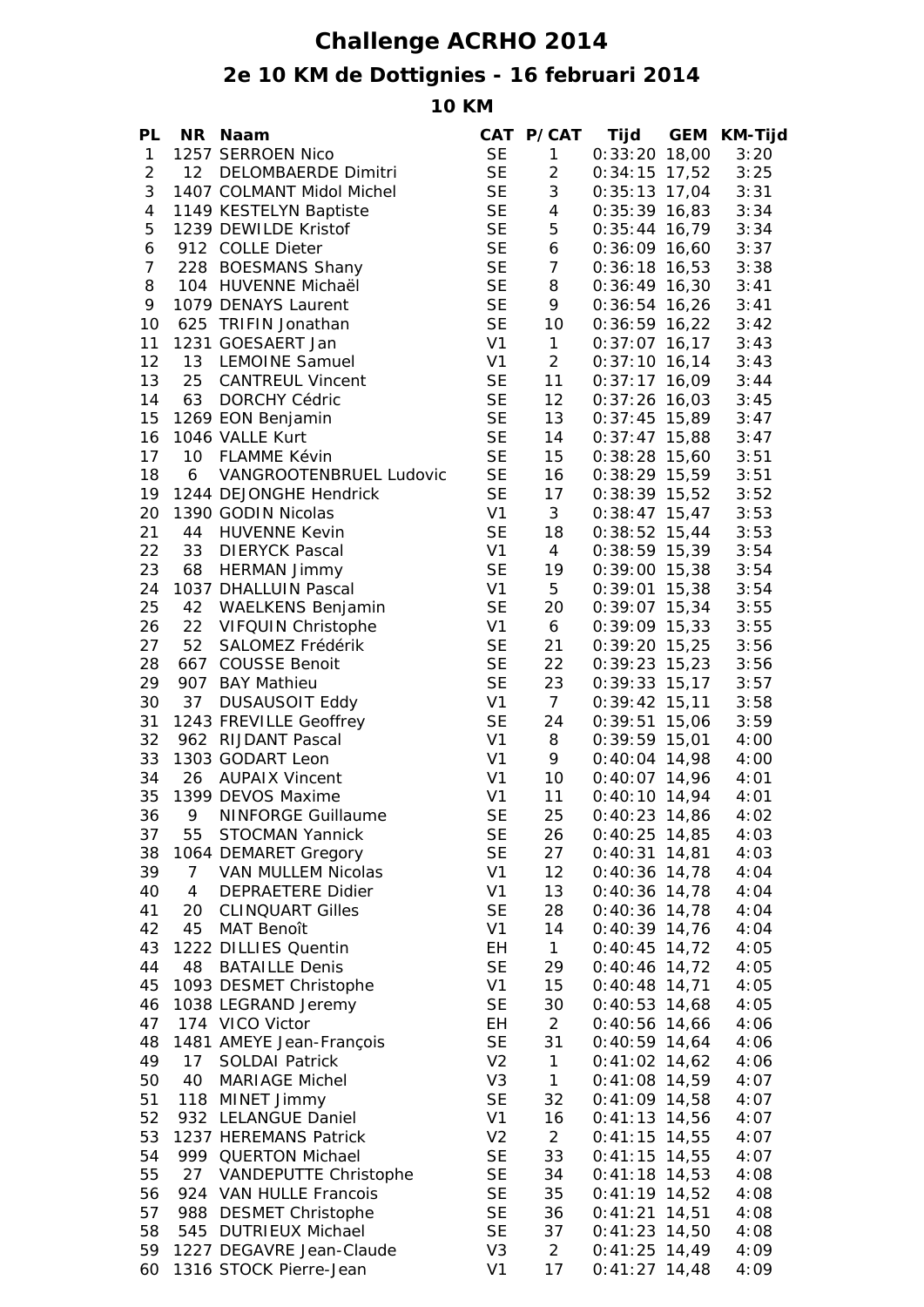# Challenge ACRHO 2014

## 2e 10 KM de Dottignies - 16 februari 2014

### 10 KM

| PL | NR | Naam | CAT | P/CAT | Tijd | GEM | KM-Tijd |
|---|---|---|---|---|---|---|---|
| 1 | 1257 | SERROEN Nico | SE | 1 | 0:33:20 | 18,00 | 3:20 |
| 2 | 12 | DELOMBAERDE Dimitri | SE | 2 | 0:34:15 | 17,52 | 3:25 |
| 3 | 1407 | COLMANT Midol Michel | SE | 3 | 0:35:13 | 17,04 | 3:31 |
| 4 | 1149 | KESTELYN Baptiste | SE | 4 | 0:35:39 | 16,83 | 3:34 |
| 5 | 1239 | DEWILDE Kristof | SE | 5 | 0:35:44 | 16,79 | 3:34 |
| 6 | 912 | COLLE Dieter | SE | 6 | 0:36:09 | 16,60 | 3:37 |
| 7 | 228 | BOESMANS Shany | SE | 7 | 0:36:18 | 16,53 | 3:38 |
| 8 | 104 | HUVENNE Michaël | SE | 8 | 0:36:49 | 16,30 | 3:41 |
| 9 | 1079 | DENAYS Laurent | SE | 9 | 0:36:54 | 16,26 | 3:41 |
| 10 | 625 | TRIFIN Jonathan | SE | 10 | 0:36:59 | 16,22 | 3:42 |
| 11 | 1231 | GOESAERT Jan | V1 | 1 | 0:37:07 | 16,17 | 3:43 |
| 12 | 13 | LEMOINE Samuel | V1 | 2 | 0:37:10 | 16,14 | 3:43 |
| 13 | 25 | CANTREUL Vincent | SE | 11 | 0:37:17 | 16,09 | 3:44 |
| 14 | 63 | DORCHY Cédric | SE | 12 | 0:37:26 | 16,03 | 3:45 |
| 15 | 1269 | EON Benjamin | SE | 13 | 0:37:45 | 15,89 | 3:47 |
| 16 | 1046 | VALLE Kurt | SE | 14 | 0:37:47 | 15,88 | 3:47 |
| 17 | 10 | FLAMME Kévin | SE | 15 | 0:38:28 | 15,60 | 3:51 |
| 18 | 6 | VANGROOTENBRUEL Ludovic | SE | 16 | 0:38:29 | 15,59 | 3:51 |
| 19 | 1244 | DEJONGHE Hendrick | SE | 17 | 0:38:39 | 15,52 | 3:52 |
| 20 | 1390 | GODIN Nicolas | V1 | 3 | 0:38:47 | 15,47 | 3:53 |
| 21 | 44 | HUVENNE Kevin | SE | 18 | 0:38:52 | 15,44 | 3:53 |
| 22 | 33 | DIERYCK Pascal | V1 | 4 | 0:38:59 | 15,39 | 3:54 |
| 23 | 68 | HERMAN Jimmy | SE | 19 | 0:39:00 | 15,38 | 3:54 |
| 24 | 1037 | DHALLUIN Pascal | V1 | 5 | 0:39:01 | 15,38 | 3:54 |
| 25 | 42 | WAELKENS Benjamin | SE | 20 | 0:39:07 | 15,34 | 3:55 |
| 26 | 22 | VIFQUIN Christophe | V1 | 6 | 0:39:09 | 15,33 | 3:55 |
| 27 | 52 | SALOMEZ Frédérik | SE | 21 | 0:39:20 | 15,25 | 3:56 |
| 28 | 667 | COUSSE Benoit | SE | 22 | 0:39:23 | 15,23 | 3:56 |
| 29 | 907 | BAY Mathieu | SE | 23 | 0:39:33 | 15,17 | 3:57 |
| 30 | 37 | DUSAUSOIT Eddy | V1 | 7 | 0:39:42 | 15,11 | 3:58 |
| 31 | 1243 | FREVILLE Geoffrey | SE | 24 | 0:39:51 | 15,06 | 3:59 |
| 32 | 962 | RIJDANT Pascal | V1 | 8 | 0:39:59 | 15,01 | 4:00 |
| 33 | 1303 | GODART Leon | V1 | 9 | 0:40:04 | 14,98 | 4:00 |
| 34 | 26 | AUPAIX Vincent | V1 | 10 | 0:40:07 | 14,96 | 4:01 |
| 35 | 1399 | DEVOS Maxime | V1 | 11 | 0:40:10 | 14,94 | 4:01 |
| 36 | 9 | NINFORGE Guillaume | SE | 25 | 0:40:23 | 14,86 | 4:02 |
| 37 | 55 | STOCMAN Yannick | SE | 26 | 0:40:25 | 14,85 | 4:03 |
| 38 | 1064 | DEMARET Gregory | SE | 27 | 0:40:31 | 14,81 | 4:03 |
| 39 | 7 | VAN MULLEM Nicolas | V1 | 12 | 0:40:36 | 14,78 | 4:04 |
| 40 | 4 | DEPRAETERE Didier | V1 | 13 | 0:40:36 | 14,78 | 4:04 |
| 41 | 20 | CLINQUART Gilles | SE | 28 | 0:40:36 | 14,78 | 4:04 |
| 42 | 45 | MAT Benoît | V1 | 14 | 0:40:39 | 14,76 | 4:04 |
| 43 | 1222 | DILLIES Quentin | EH | 1 | 0:40:45 | 14,72 | 4:05 |
| 44 | 48 | BATAILLE Denis | SE | 29 | 0:40:46 | 14,72 | 4:05 |
| 45 | 1093 | DESMET Christophe | V1 | 15 | 0:40:48 | 14,71 | 4:05 |
| 46 | 1038 | LEGRAND Jeremy | SE | 30 | 0:40:53 | 14,68 | 4:05 |
| 47 | 174 | VICO Victor | EH | 2 | 0:40:56 | 14,66 | 4:06 |
| 48 | 1481 | AMEYE Jean-François | SE | 31 | 0:40:59 | 14,64 | 4:06 |
| 49 | 17 | SOLDAI Patrick | V2 | 1 | 0:41:02 | 14,62 | 4:06 |
| 50 | 40 | MARIAGE Michel | V3 | 1 | 0:41:08 | 14,59 | 4:07 |
| 51 | 118 | MINET Jimmy | SE | 32 | 0:41:09 | 14,58 | 4:07 |
| 52 | 932 | LELANGUE Daniel | V1 | 16 | 0:41:13 | 14,56 | 4:07 |
| 53 | 1237 | HEREMANS Patrick | V2 | 2 | 0:41:15 | 14,55 | 4:07 |
| 54 | 999 | QUERTON Michael | SE | 33 | 0:41:15 | 14,55 | 4:07 |
| 55 | 27 | VANDEPUTTE Christophe | SE | 34 | 0:41:18 | 14,53 | 4:08 |
| 56 | 924 | VAN HULLE Francois | SE | 35 | 0:41:19 | 14,52 | 4:08 |
| 57 | 988 | DESMET Christophe | SE | 36 | 0:41:21 | 14,51 | 4:08 |
| 58 | 545 | DUTRIEUX Michael | SE | 37 | 0:41:23 | 14,50 | 4:08 |
| 59 | 1227 | DEGAVRE Jean-Claude | V3 | 2 | 0:41:25 | 14,49 | 4:09 |
| 60 | 1316 | STOCK Pierre-Jean | V1 | 17 | 0:41:27 | 14,48 | 4:09 |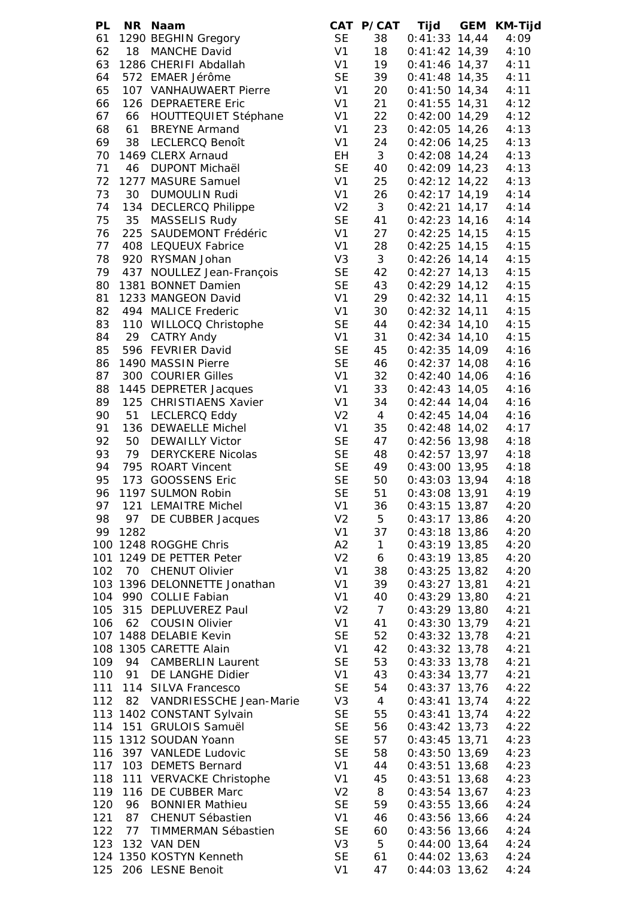| PL | NR | Naam | CAT | P/CAT | Tijd | GEM | KM-Tijd |
|---|---|---|---|---|---|---|---|
| 61 | 1290 | BEGHIN Gregory | SE | 38 | 0:41:33 | 14,44 | 4:09 |
| 62 | 18 | MANCHE David | V1 | 18 | 0:41:42 | 14,39 | 4:10 |
| 63 | 1286 | CHERIFI Abdallah | V1 | 19 | 0:41:46 | 14,37 | 4:11 |
| 64 | 572 | EMAER Jérôme | SE | 39 | 0:41:48 | 14,35 | 4:11 |
| 65 | 107 | VANHAUWAERT Pierre | V1 | 20 | 0:41:50 | 14,34 | 4:11 |
| 66 | 126 | DEPRAETERE Eric | V1 | 21 | 0:41:55 | 14,31 | 4:12 |
| 67 | 66 | HOUTTEQUIET Stéphane | V1 | 22 | 0:42:00 | 14,29 | 4:12 |
| 68 | 61 | BREYNE Armand | V1 | 23 | 0:42:05 | 14,26 | 4:13 |
| 69 | 38 | LECLERCQ Benoît | V1 | 24 | 0:42:06 | 14,25 | 4:13 |
| 70 | 1469 | CLERX Arnaud | EH | 3 | 0:42:08 | 14,24 | 4:13 |
| 71 | 46 | DUPONT Michaël | SE | 40 | 0:42:09 | 14,23 | 4:13 |
| 72 | 1277 | MASURE Samuel | V1 | 25 | 0:42:12 | 14,22 | 4:13 |
| 73 | 30 | DUMOULIN Rudi | V1 | 26 | 0:42:17 | 14,19 | 4:14 |
| 74 | 134 | DECLERCQ Philippe | V2 | 3 | 0:42:21 | 14,17 | 4:14 |
| 75 | 35 | MASSELIS Rudy | SE | 41 | 0:42:23 | 14,16 | 4:14 |
| 76 | 225 | SAUDEMONT Frédéric | V1 | 27 | 0:42:25 | 14,15 | 4:15 |
| 77 | 408 | LEQUEUX Fabrice | V1 | 28 | 0:42:25 | 14,15 | 4:15 |
| 78 | 920 | RYSMAN Johan | V3 | 3 | 0:42:26 | 14,14 | 4:15 |
| 79 | 437 | NOULLEZ Jean-François | SE | 42 | 0:42:27 | 14,13 | 4:15 |
| 80 | 1381 | BONNET Damien | SE | 43 | 0:42:29 | 14,12 | 4:15 |
| 81 | 1233 | MANGEON David | V1 | 29 | 0:42:32 | 14,11 | 4:15 |
| 82 | 494 | MALICE Frederic | V1 | 30 | 0:42:32 | 14,11 | 4:15 |
| 83 | 110 | WILLOCQ Christophe | SE | 44 | 0:42:34 | 14,10 | 4:15 |
| 84 | 29 | CATRY Andy | V1 | 31 | 0:42:34 | 14,10 | 4:15 |
| 85 | 596 | FEVRIER David | SE | 45 | 0:42:35 | 14,09 | 4:16 |
| 86 | 1490 | MASSIN Pierre | SE | 46 | 0:42:37 | 14,08 | 4:16 |
| 87 | 300 | COURIER Gilles | V1 | 32 | 0:42:40 | 14,06 | 4:16 |
| 88 | 1445 | DEPRETER Jacques | V1 | 33 | 0:42:43 | 14,05 | 4:16 |
| 89 | 125 | CHRISTIAENS Xavier | V1 | 34 | 0:42:44 | 14,04 | 4:16 |
| 90 | 51 | LECLERCQ Eddy | V2 | 4 | 0:42:45 | 14,04 | 4:16 |
| 91 | 136 | DEWAELLE Michel | V1 | 35 | 0:42:48 | 14,02 | 4:17 |
| 92 | 50 | DEWAILLY Victor | SE | 47 | 0:42:56 | 13,98 | 4:18 |
| 93 | 79 | DERYCKERE Nicolas | SE | 48 | 0:42:57 | 13,97 | 4:18 |
| 94 | 795 | ROART Vincent | SE | 49 | 0:43:00 | 13,95 | 4:18 |
| 95 | 173 | GOOSSENS Eric | SE | 50 | 0:43:03 | 13,94 | 4:18 |
| 96 | 1197 | SULMON Robin | SE | 51 | 0:43:08 | 13,91 | 4:19 |
| 97 | 121 | LEMAITRE Michel | V1 | 36 | 0:43:15 | 13,87 | 4:20 |
| 98 | 97 | DE CUBBER Jacques | V2 | 5 | 0:43:17 | 13,86 | 4:20 |
| 99 | 1282 | | V1 | 37 | 0:43:18 | 13,86 | 4:20 |
| 100 | 1248 | ROGGHE Chris | A2 | 1 | 0:43:19 | 13,85 | 4:20 |
| 101 | 1249 | DE PETTER Peter | V2 | 6 | 0:43:19 | 13,85 | 4:20 |
| 102 | 70 | CHENUT Olivier | V1 | 38 | 0:43:25 | 13,82 | 4:20 |
| 103 | 1396 | DELONNETTE Jonathan | V1 | 39 | 0:43:27 | 13,81 | 4:21 |
| 104 | 990 | COLLIE Fabian | V1 | 40 | 0:43:29 | 13,80 | 4:21 |
| 105 | 315 | DEPLUVEREZ Paul | V2 | 7 | 0:43:29 | 13,80 | 4:21 |
| 106 | 62 | COUSIN Olivier | V1 | 41 | 0:43:30 | 13,79 | 4:21 |
| 107 | 1488 | DELABIE Kevin | SE | 52 | 0:43:32 | 13,78 | 4:21 |
| 108 | 1305 | CARETTE Alain | V1 | 42 | 0:43:32 | 13,78 | 4:21 |
| 109 | 94 | CAMBERLIN Laurent | SE | 53 | 0:43:33 | 13,78 | 4:21 |
| 110 | 91 | DE LANGHE Didier | V1 | 43 | 0:43:34 | 13,77 | 4:21 |
| 111 | 114 | SILVA Francesco | SE | 54 | 0:43:37 | 13,76 | 4:22 |
| 112 | 82 | VANDRIESSCHE Jean-Marie | V3 | 4 | 0:43:41 | 13,74 | 4:22 |
| 113 | 1402 | CONSTANT Sylvain | SE | 55 | 0:43:41 | 13,74 | 4:22 |
| 114 | 151 | GRULOIS Samuël | SE | 56 | 0:43:42 | 13,73 | 4:22 |
| 115 | 1312 | SOUDAN Yoann | SE | 57 | 0:43:45 | 13,71 | 4:23 |
| 116 | 397 | VANLEDE Ludovic | SE | 58 | 0:43:50 | 13,69 | 4:23 |
| 117 | 103 | DEMETS Bernard | V1 | 44 | 0:43:51 | 13,68 | 4:23 |
| 118 | 111 | VERVACKE Christophe | V1 | 45 | 0:43:51 | 13,68 | 4:23 |
| 119 | 116 | DE CUBBER Marc | V2 | 8 | 0:43:54 | 13,67 | 4:23 |
| 120 | 96 | BONNIER Mathieu | SE | 59 | 0:43:55 | 13,66 | 4:24 |
| 121 | 87 | CHENUT Sébastien | V1 | 46 | 0:43:56 | 13,66 | 4:24 |
| 122 | 77 | TIMMERMAN Sébastien | SE | 60 | 0:43:56 | 13,66 | 4:24 |
| 123 | 132 | VAN DEN | V3 | 5 | 0:44:00 | 13,64 | 4:24 |
| 124 | 1350 | KOSTYN Kenneth | SE | 61 | 0:44:02 | 13,63 | 4:24 |
| 125 | 206 | LESNE Benoit | V1 | 47 | 0:44:03 | 13,62 | 4:24 |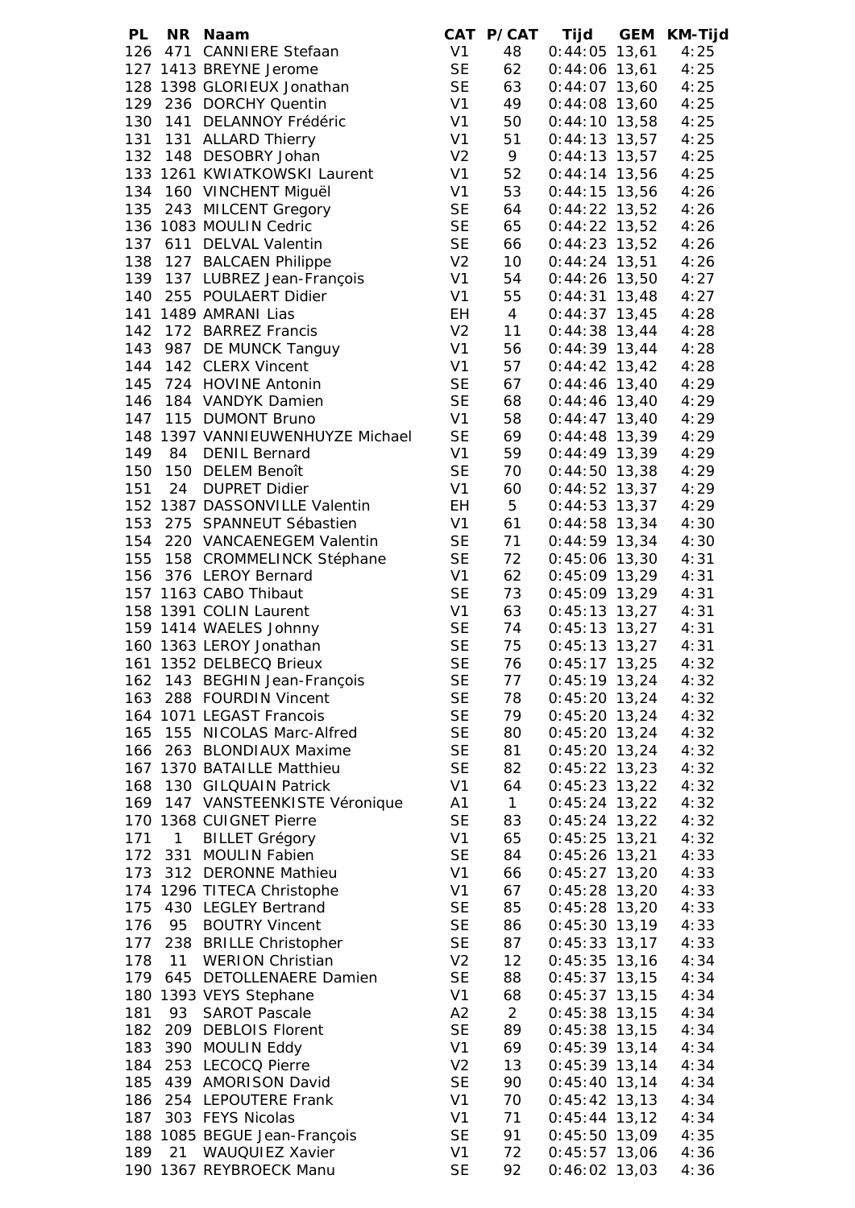| PL | NR | Naam | CAT | P/CAT | Tijd | GEM | KM-Tijd |
|---|---|---|---|---|---|---|---|
| 126 | 471 | CANNIERE Stefaan | V1 | 48 | 0:44:05 | 13,61 | 4:25 |
| 127 | 1413 | BREYNE Jerome | SE | 62 | 0:44:06 | 13,61 | 4:25 |
| 128 | 1398 | GLORIEUX Jonathan | SE | 63 | 0:44:07 | 13,60 | 4:25 |
| 129 | 236 | DORCHY Quentin | V1 | 49 | 0:44:08 | 13,60 | 4:25 |
| 130 | 141 | DELANNOY Frédéric | V1 | 50 | 0:44:10 | 13,58 | 4:25 |
| 131 | 131 | ALLARD Thierry | V1 | 51 | 0:44:13 | 13,57 | 4:25 |
| 132 | 148 | DESOBRY Johan | V2 | 9 | 0:44:13 | 13,57 | 4:25 |
| 133 | 1261 | KWIATKOWSKI Laurent | V1 | 52 | 0:44:14 | 13,56 | 4:25 |
| 134 | 160 | VINCHENT Miguël | V1 | 53 | 0:44:15 | 13,56 | 4:26 |
| 135 | 243 | MILCENT Gregory | SE | 64 | 0:44:22 | 13,52 | 4:26 |
| 136 | 1083 | MOULIN Cedric | SE | 65 | 0:44:22 | 13,52 | 4:26 |
| 137 | 611 | DELVAL Valentin | SE | 66 | 0:44:23 | 13,52 | 4:26 |
| 138 | 127 | BALCAEN Philippe | V2 | 10 | 0:44:24 | 13,51 | 4:26 |
| 139 | 137 | LUBREZ Jean-François | V1 | 54 | 0:44:26 | 13,50 | 4:27 |
| 140 | 255 | POULAERT Didier | V1 | 55 | 0:44:31 | 13,48 | 4:27 |
| 141 | 1489 | AMRANI Lias | EH | 4 | 0:44:37 | 13,45 | 4:28 |
| 142 | 172 | BARREZ Francis | V2 | 11 | 0:44:38 | 13,44 | 4:28 |
| 143 | 987 | DE MUNCK Tanguy | V1 | 56 | 0:44:39 | 13,44 | 4:28 |
| 144 | 142 | CLERX Vincent | V1 | 57 | 0:44:42 | 13,42 | 4:28 |
| 145 | 724 | HOVINE Antonin | SE | 67 | 0:44:46 | 13,40 | 4:29 |
| 146 | 184 | VANDYK Damien | SE | 68 | 0:44:46 | 13,40 | 4:29 |
| 147 | 115 | DUMONT Bruno | V1 | 58 | 0:44:47 | 13,40 | 4:29 |
| 148 | 1397 | VANNIEUWENHUYZE Michael | SE | 69 | 0:44:48 | 13,39 | 4:29 |
| 149 | 84 | DENIL Bernard | V1 | 59 | 0:44:49 | 13,39 | 4:29 |
| 150 | 150 | DELEM Benoît | SE | 70 | 0:44:50 | 13,38 | 4:29 |
| 151 | 24 | DUPRET Didier | V1 | 60 | 0:44:52 | 13,37 | 4:29 |
| 152 | 1387 | DASSONVILLE Valentin | EH | 5 | 0:44:53 | 13,37 | 4:29 |
| 153 | 275 | SPANNEUT Sébastien | V1 | 61 | 0:44:58 | 13,34 | 4:30 |
| 154 | 220 | VANCAENEGEM Valentin | SE | 71 | 0:44:59 | 13,34 | 4:30 |
| 155 | 158 | CROMMELINCK Stéphane | SE | 72 | 0:45:06 | 13,30 | 4:31 |
| 156 | 376 | LEROY Bernard | V1 | 62 | 0:45:09 | 13,29 | 4:31 |
| 157 | 1163 | CABO Thibaut | SE | 73 | 0:45:09 | 13,29 | 4:31 |
| 158 | 1391 | COLIN Laurent | V1 | 63 | 0:45:13 | 13,27 | 4:31 |
| 159 | 1414 | WAELES Johnny | SE | 74 | 0:45:13 | 13,27 | 4:31 |
| 160 | 1363 | LEROY Jonathan | SE | 75 | 0:45:13 | 13,27 | 4:31 |
| 161 | 1352 | DELBECQ Brieux | SE | 76 | 0:45:17 | 13,25 | 4:32 |
| 162 | 143 | BEGHIN Jean-François | SE | 77 | 0:45:19 | 13,24 | 4:32 |
| 163 | 288 | FOURDIN Vincent | SE | 78 | 0:45:20 | 13,24 | 4:32 |
| 164 | 1071 | LEGAST Francois | SE | 79 | 0:45:20 | 13,24 | 4:32 |
| 165 | 155 | NICOLAS Marc-Alfred | SE | 80 | 0:45:20 | 13,24 | 4:32 |
| 166 | 263 | BLONDIAUX Maxime | SE | 81 | 0:45:20 | 13,24 | 4:32 |
| 167 | 1370 | BATAILLE Matthieu | SE | 82 | 0:45:22 | 13,23 | 4:32 |
| 168 | 130 | GILQUAIN Patrick | V1 | 64 | 0:45:23 | 13,22 | 4:32 |
| 169 | 147 | VANSTEENKISTE Véronique | A1 | 1 | 0:45:24 | 13,22 | 4:32 |
| 170 | 1368 | CUIGNET Pierre | SE | 83 | 0:45:24 | 13,22 | 4:32 |
| 171 | 1 | BILLET Grégory | V1 | 65 | 0:45:25 | 13,21 | 4:32 |
| 172 | 331 | MOULIN Fabien | SE | 84 | 0:45:26 | 13,21 | 4:33 |
| 173 | 312 | DERONNE Mathieu | V1 | 66 | 0:45:27 | 13,20 | 4:33 |
| 174 | 1296 | TITECA Christophe | V1 | 67 | 0:45:28 | 13,20 | 4:33 |
| 175 | 430 | LEGLEY Bertrand | SE | 85 | 0:45:28 | 13,20 | 4:33 |
| 176 | 95 | BOUTRY Vincent | SE | 86 | 0:45:30 | 13,19 | 4:33 |
| 177 | 238 | BRILLE Christopher | SE | 87 | 0:45:33 | 13,17 | 4:33 |
| 178 | 11 | WERION Christian | V2 | 12 | 0:45:35 | 13,16 | 4:34 |
| 179 | 645 | DETOLLENAERE Damien | SE | 88 | 0:45:37 | 13,15 | 4:34 |
| 180 | 1393 | VEYS Stephane | V1 | 68 | 0:45:37 | 13,15 | 4:34 |
| 181 | 93 | SAROT Pascale | A2 | 2 | 0:45:38 | 13,15 | 4:34 |
| 182 | 209 | DEBLOIS Florent | SE | 89 | 0:45:38 | 13,15 | 4:34 |
| 183 | 390 | MOULIN Eddy | V1 | 69 | 0:45:39 | 13,14 | 4:34 |
| 184 | 253 | LECOCQ Pierre | V2 | 13 | 0:45:39 | 13,14 | 4:34 |
| 185 | 439 | AMORISON David | SE | 90 | 0:45:40 | 13,14 | 4:34 |
| 186 | 254 | LEPOUTERE Frank | V1 | 70 | 0:45:42 | 13,13 | 4:34 |
| 187 | 303 | FEYS Nicolas | V1 | 71 | 0:45:44 | 13,12 | 4:34 |
| 188 | 1085 | BEGUE Jean-François | SE | 91 | 0:45:50 | 13,09 | 4:35 |
| 189 | 21 | WAUQUIEZ Xavier | V1 | 72 | 0:45:57 | 13,06 | 4:36 |
| 190 | 1367 | REYBROECK Manu | SE | 92 | 0:46:02 | 13,03 | 4:36 |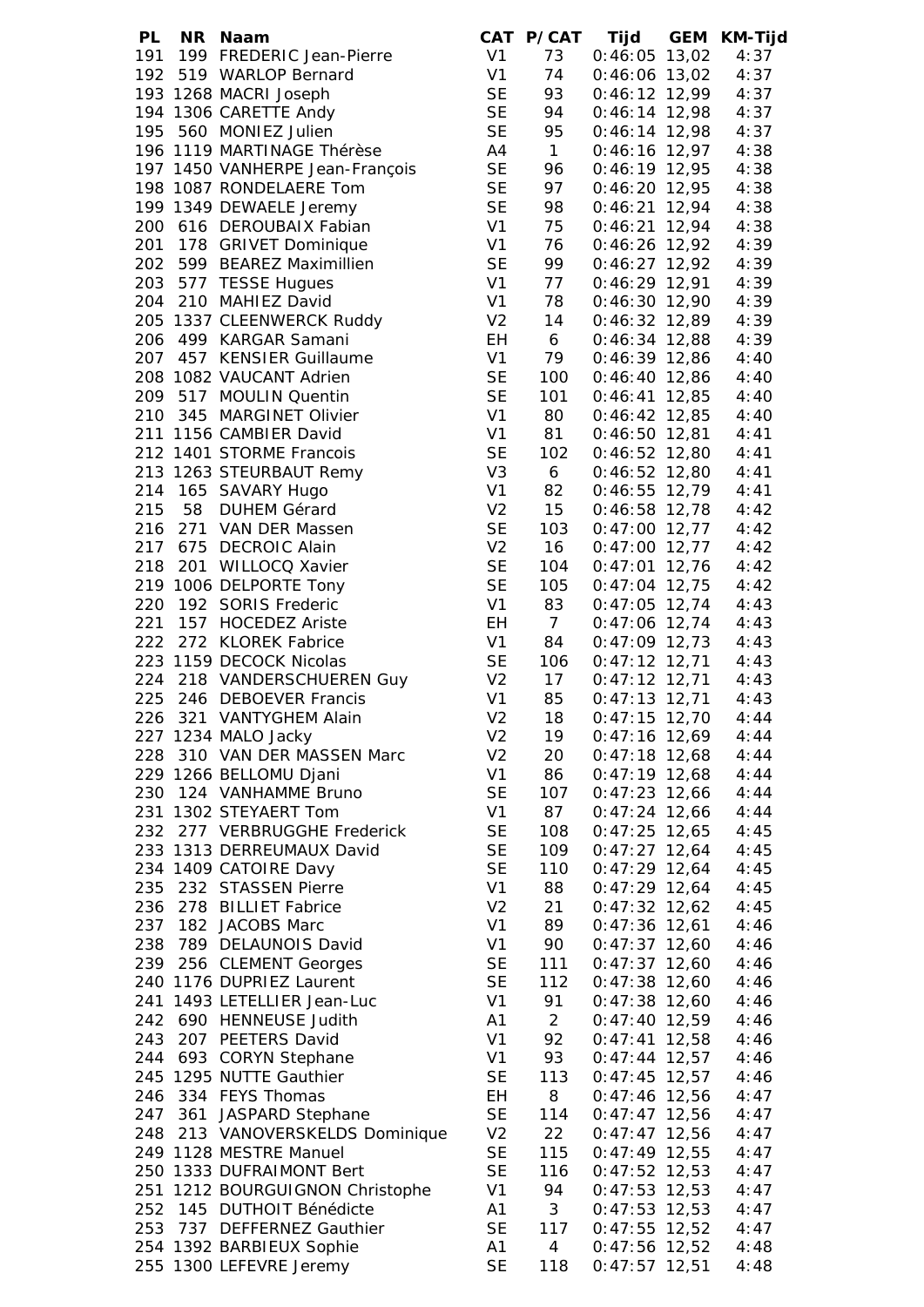| PL | NR | Naam | CAT | P/CAT | Tijd | GEM | KM-Tijd |
|---|---|---|---|---|---|---|---|
| 191 | 199 | FREDERIC Jean-Pierre | V1 | 73 | 0:46:05 | 13,02 | 4:37 |
| 192 | 519 | WARLOP Bernard | V1 | 74 | 0:46:06 | 13,02 | 4:37 |
| 193 | 1268 | MACRI Joseph | SE | 93 | 0:46:12 | 12,99 | 4:37 |
| 194 | 1306 | CARETTE Andy | SE | 94 | 0:46:14 | 12,98 | 4:37 |
| 195 | 560 | MONIEZ Julien | SE | 95 | 0:46:14 | 12,98 | 4:37 |
| 196 | 1119 | MARTINAGE Thérèse | A4 | 1 | 0:46:16 | 12,97 | 4:38 |
| 197 | 1450 | VANHERPE Jean-François | SE | 96 | 0:46:19 | 12,95 | 4:38 |
| 198 | 1087 | RONDELAERE Tom | SE | 97 | 0:46:20 | 12,95 | 4:38 |
| 199 | 1349 | DEWAELE Jeremy | SE | 98 | 0:46:21 | 12,94 | 4:38 |
| 200 | 616 | DEROUBAIX Fabian | V1 | 75 | 0:46:21 | 12,94 | 4:38 |
| 201 | 178 | GRIVET Dominique | V1 | 76 | 0:46:26 | 12,92 | 4:39 |
| 202 | 599 | BEAREZ Maximillien | SE | 99 | 0:46:27 | 12,92 | 4:39 |
| 203 | 577 | TESSE Hugues | V1 | 77 | 0:46:29 | 12,91 | 4:39 |
| 204 | 210 | MAHIEZ David | V1 | 78 | 0:46:30 | 12,90 | 4:39 |
| 205 | 1337 | CLEENWERCK Ruddy | V2 | 14 | 0:46:32 | 12,89 | 4:39 |
| 206 | 499 | KARGAR Samani | EH | 6 | 0:46:34 | 12,88 | 4:39 |
| 207 | 457 | KENSIER Guillaume | V1 | 79 | 0:46:39 | 12,86 | 4:40 |
| 208 | 1082 | VAUCANT Adrien | SE | 100 | 0:46:40 | 12,86 | 4:40 |
| 209 | 517 | MOULIN Quentin | SE | 101 | 0:46:41 | 12,85 | 4:40 |
| 210 | 345 | MARGINET Olivier | V1 | 80 | 0:46:42 | 12,85 | 4:40 |
| 211 | 1156 | CAMBIER David | V1 | 81 | 0:46:50 | 12,81 | 4:41 |
| 212 | 1401 | STORME Francois | SE | 102 | 0:46:52 | 12,80 | 4:41 |
| 213 | 1263 | STEURBAUT Remy | V3 | 6 | 0:46:52 | 12,80 | 4:41 |
| 214 | 165 | SAVARY Hugo | V1 | 82 | 0:46:55 | 12,79 | 4:41 |
| 215 | 58 | DUHEM Gérard | V2 | 15 | 0:46:58 | 12,78 | 4:42 |
| 216 | 271 | VAN DER Massen | SE | 103 | 0:47:00 | 12,77 | 4:42 |
| 217 | 675 | DECROIC Alain | V2 | 16 | 0:47:00 | 12,77 | 4:42 |
| 218 | 201 | WILLOCQ Xavier | SE | 104 | 0:47:01 | 12,76 | 4:42 |
| 219 | 1006 | DELPORTE Tony | SE | 105 | 0:47:04 | 12,75 | 4:42 |
| 220 | 192 | SORIS Frederic | V1 | 83 | 0:47:05 | 12,74 | 4:43 |
| 221 | 157 | HOCEDEZ Ariste | EH | 7 | 0:47:06 | 12,74 | 4:43 |
| 222 | 272 | KLOREK Fabrice | V1 | 84 | 0:47:09 | 12,73 | 4:43 |
| 223 | 1159 | DECOCK Nicolas | SE | 106 | 0:47:12 | 12,71 | 4:43 |
| 224 | 218 | VANDERSCHUEREN Guy | V2 | 17 | 0:47:12 | 12,71 | 4:43 |
| 225 | 246 | DEBOEVER Francis | V1 | 85 | 0:47:13 | 12,71 | 4:43 |
| 226 | 321 | VANTYGHEM Alain | V2 | 18 | 0:47:15 | 12,70 | 4:44 |
| 227 | 1234 | MALO Jacky | V2 | 19 | 0:47:16 | 12,69 | 4:44 |
| 228 | 310 | VAN DER MASSEN Marc | V2 | 20 | 0:47:18 | 12,68 | 4:44 |
| 229 | 1266 | BELLOMU Djani | V1 | 86 | 0:47:19 | 12,68 | 4:44 |
| 230 | 124 | VANHAMME Bruno | SE | 107 | 0:47:23 | 12,66 | 4:44 |
| 231 | 1302 | STEYAERT Tom | V1 | 87 | 0:47:24 | 12,66 | 4:44 |
| 232 | 277 | VERBRUGGHE Frederick | SE | 108 | 0:47:25 | 12,65 | 4:45 |
| 233 | 1313 | DERREUMAUX David | SE | 109 | 0:47:27 | 12,64 | 4:45 |
| 234 | 1409 | CATOIRE Davy | SE | 110 | 0:47:29 | 12,64 | 4:45 |
| 235 | 232 | STASSEN Pierre | V1 | 88 | 0:47:29 | 12,64 | 4:45 |
| 236 | 278 | BILLIET Fabrice | V2 | 21 | 0:47:32 | 12,62 | 4:45 |
| 237 | 182 | JACOBS Marc | V1 | 89 | 0:47:36 | 12,61 | 4:46 |
| 238 | 789 | DELAUNOIS David | V1 | 90 | 0:47:37 | 12,60 | 4:46 |
| 239 | 256 | CLEMENT Georges | SE | 111 | 0:47:37 | 12,60 | 4:46 |
| 240 | 1176 | DUPRIEZ Laurent | SE | 112 | 0:47:38 | 12,60 | 4:46 |
| 241 | 1493 | LETELLIER Jean-Luc | V1 | 91 | 0:47:38 | 12,60 | 4:46 |
| 242 | 690 | HENNEUSE Judith | A1 | 2 | 0:47:40 | 12,59 | 4:46 |
| 243 | 207 | PEETERS David | V1 | 92 | 0:47:41 | 12,58 | 4:46 |
| 244 | 693 | CORYN Stephane | V1 | 93 | 0:47:44 | 12,57 | 4:46 |
| 245 | 1295 | NUTTE Gauthier | SE | 113 | 0:47:45 | 12,57 | 4:46 |
| 246 | 334 | FEYS Thomas | EH | 8 | 0:47:46 | 12,56 | 4:47 |
| 247 | 361 | JASPARD Stephane | SE | 114 | 0:47:47 | 12,56 | 4:47 |
| 248 | 213 | VANOVERSKELDS Dominique | V2 | 22 | 0:47:47 | 12,56 | 4:47 |
| 249 | 1128 | MESTRE Manuel | SE | 115 | 0:47:49 | 12,55 | 4:47 |
| 250 | 1333 | DUFRAIMONT Bert | SE | 116 | 0:47:52 | 12,53 | 4:47 |
| 251 | 1212 | BOURGUIGNON Christophe | V1 | 94 | 0:47:53 | 12,53 | 4:47 |
| 252 | 145 | DUTHOIT Bénédicte | A1 | 3 | 0:47:53 | 12,53 | 4:47 |
| 253 | 737 | DEFFERNEZ Gauthier | SE | 117 | 0:47:55 | 12,52 | 4:47 |
| 254 | 1392 | BARBIEUX Sophie | A1 | 4 | 0:47:56 | 12,52 | 4:48 |
| 255 | 1300 | LEFEVRE Jeremy | SE | 118 | 0:47:57 | 12,51 | 4:48 |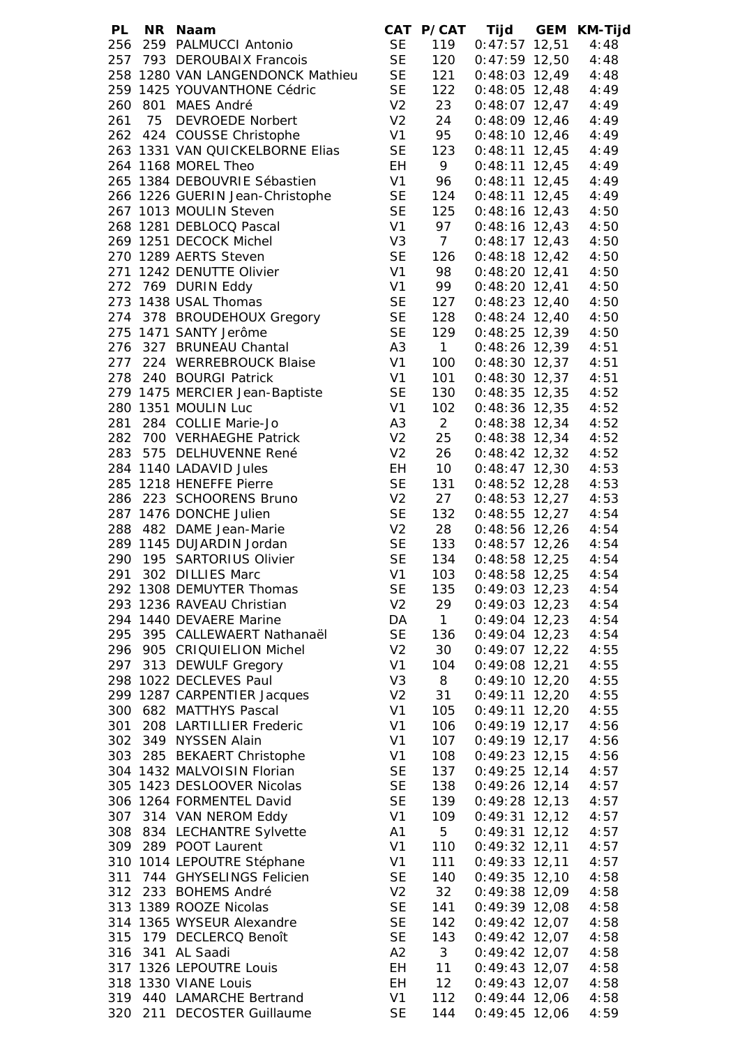| PL | NR | Naam | CAT | P/CAT | Tijd | GEM | KM-Tijd |
|---|---|---|---|---|---|---|---|
| 256 | 259 | PALMUCCI Antonio | SE | 119 | 0:47:57 | 12,51 | 4:48 |
| 257 | 793 | DEROUBAIX Francois | SE | 120 | 0:47:59 | 12,50 | 4:48 |
| 258 | 1280 | VAN LANGENDONCK Mathieu | SE | 121 | 0:48:03 | 12,49 | 4:48 |
| 259 | 1425 | YOUVANTHONE Cédric | SE | 122 | 0:48:05 | 12,48 | 4:49 |
| 260 | 801 | MAES André | V2 | 23 | 0:48:07 | 12,47 | 4:49 |
| 261 | 75 | DEVROEDE Norbert | V2 | 24 | 0:48:09 | 12,46 | 4:49 |
| 262 | 424 | COUSSE Christophe | V1 | 95 | 0:48:10 | 12,46 | 4:49 |
| 263 | 1331 | VAN QUICKELBORNE Elias | SE | 123 | 0:48:11 | 12,45 | 4:49 |
| 264 | 1168 | MOREL Theo | EH | 9 | 0:48:11 | 12,45 | 4:49 |
| 265 | 1384 | DEBOUVRIE Sébastien | V1 | 96 | 0:48:11 | 12,45 | 4:49 |
| 266 | 1226 | GUERIN Jean-Christophe | SE | 124 | 0:48:11 | 12,45 | 4:49 |
| 267 | 1013 | MOULIN Steven | SE | 125 | 0:48:16 | 12,43 | 4:50 |
| 268 | 1281 | DEBLOCQ Pascal | V1 | 97 | 0:48:16 | 12,43 | 4:50 |
| 269 | 1251 | DECOCK Michel | V3 | 7 | 0:48:17 | 12,43 | 4:50 |
| 270 | 1289 | AERTS Steven | SE | 126 | 0:48:18 | 12,42 | 4:50 |
| 271 | 1242 | DENUTTE Olivier | V1 | 98 | 0:48:20 | 12,41 | 4:50 |
| 272 | 769 | DURIN Eddy | V1 | 99 | 0:48:20 | 12,41 | 4:50 |
| 273 | 1438 | USAL Thomas | SE | 127 | 0:48:23 | 12,40 | 4:50 |
| 274 | 378 | BROUDEHOUX Gregory | SE | 128 | 0:48:24 | 12,40 | 4:50 |
| 275 | 1471 | SANTY Jerôme | SE | 129 | 0:48:25 | 12,39 | 4:50 |
| 276 | 327 | BRUNEAU Chantal | A3 | 1 | 0:48:26 | 12,39 | 4:51 |
| 277 | 224 | WERREBROUCK Blaise | V1 | 100 | 0:48:30 | 12,37 | 4:51 |
| 278 | 240 | BOURGI Patrick | V1 | 101 | 0:48:30 | 12,37 | 4:51 |
| 279 | 1475 | MERCIER Jean-Baptiste | SE | 130 | 0:48:35 | 12,35 | 4:52 |
| 280 | 1351 | MOULIN Luc | V1 | 102 | 0:48:36 | 12,35 | 4:52 |
| 281 | 284 | COLLIE Marie-Jo | A3 | 2 | 0:48:38 | 12,34 | 4:52 |
| 282 | 700 | VERHAEGHE Patrick | V2 | 25 | 0:48:38 | 12,34 | 4:52 |
| 283 | 575 | DELHUVENNE René | V2 | 26 | 0:48:42 | 12,32 | 4:52 |
| 284 | 1140 | LADAVID Jules | EH | 10 | 0:48:47 | 12,30 | 4:53 |
| 285 | 1218 | HENEFFE Pierre | SE | 131 | 0:48:52 | 12,28 | 4:53 |
| 286 | 223 | SCHOORENS Bruno | V2 | 27 | 0:48:53 | 12,27 | 4:53 |
| 287 | 1476 | DONCHE Julien | SE | 132 | 0:48:55 | 12,27 | 4:54 |
| 288 | 482 | DAME Jean-Marie | V2 | 28 | 0:48:56 | 12,26 | 4:54 |
| 289 | 1145 | DUJARDIN Jordan | SE | 133 | 0:48:57 | 12,26 | 4:54 |
| 290 | 195 | SARTORIUS Olivier | SE | 134 | 0:48:58 | 12,25 | 4:54 |
| 291 | 302 | DILLIES Marc | V1 | 103 | 0:48:58 | 12,25 | 4:54 |
| 292 | 1308 | DEMUYTER Thomas | SE | 135 | 0:49:03 | 12,23 | 4:54 |
| 293 | 1236 | RAVEAU Christian | V2 | 29 | 0:49:03 | 12,23 | 4:54 |
| 294 | 1440 | DEVAERE Marine | DA | 1 | 0:49:04 | 12,23 | 4:54 |
| 295 | 395 | CALLEWAERT Nathanaël | SE | 136 | 0:49:04 | 12,23 | 4:54 |
| 296 | 905 | CRIQUIELION Michel | V2 | 30 | 0:49:07 | 12,22 | 4:55 |
| 297 | 313 | DEWULF Gregory | V1 | 104 | 0:49:08 | 12,21 | 4:55 |
| 298 | 1022 | DECLEVES Paul | V3 | 8 | 0:49:10 | 12,20 | 4:55 |
| 299 | 1287 | CARPENTIER Jacques | V2 | 31 | 0:49:11 | 12,20 | 4:55 |
| 300 | 682 | MATTHYS Pascal | V1 | 105 | 0:49:11 | 12,20 | 4:55 |
| 301 | 208 | LARTILLIER Frederic | V1 | 106 | 0:49:19 | 12,17 | 4:56 |
| 302 | 349 | NYSSEN Alain | V1 | 107 | 0:49:19 | 12,17 | 4:56 |
| 303 | 285 | BEKAERT Christophe | V1 | 108 | 0:49:23 | 12,15 | 4:56 |
| 304 | 1432 | MALVOISIN Florian | SE | 137 | 0:49:25 | 12,14 | 4:57 |
| 305 | 1423 | DESLOOVER Nicolas | SE | 138 | 0:49:26 | 12,14 | 4:57 |
| 306 | 1264 | FORMENTEL David | SE | 139 | 0:49:28 | 12,13 | 4:57 |
| 307 | 314 | VAN NEROM Eddy | V1 | 109 | 0:49:31 | 12,12 | 4:57 |
| 308 | 834 | LECHANTRE Sylvette | A1 | 5 | 0:49:31 | 12,12 | 4:57 |
| 309 | 289 | POOT Laurent | V1 | 110 | 0:49:32 | 12,11 | 4:57 |
| 310 | 1014 | LEPOUTRE Stéphane | V1 | 111 | 0:49:33 | 12,11 | 4:57 |
| 311 | 744 | GHYSELINGS Felicien | SE | 140 | 0:49:35 | 12,10 | 4:58 |
| 312 | 233 | BOHEMS André | V2 | 32 | 0:49:38 | 12,09 | 4:58 |
| 313 | 1389 | ROOZE Nicolas | SE | 141 | 0:49:39 | 12,08 | 4:58 |
| 314 | 1365 | WYSEUR Alexandre | SE | 142 | 0:49:42 | 12,07 | 4:58 |
| 315 | 179 | DECLERCQ Benoît | SE | 143 | 0:49:42 | 12,07 | 4:58 |
| 316 | 341 | AL Saadi | A2 | 3 | 0:49:42 | 12,07 | 4:58 |
| 317 | 1326 | LEPOUTRE Louis | EH | 11 | 0:49:43 | 12,07 | 4:58 |
| 318 | 1330 | VIANE Louis | EH | 12 | 0:49:43 | 12,07 | 4:58 |
| 319 | 440 | LAMARCHE Bertrand | V1 | 112 | 0:49:44 | 12,06 | 4:58 |
| 320 | 211 | DECOSTER Guillaume | SE | 144 | 0:49:45 | 12,06 | 4:59 |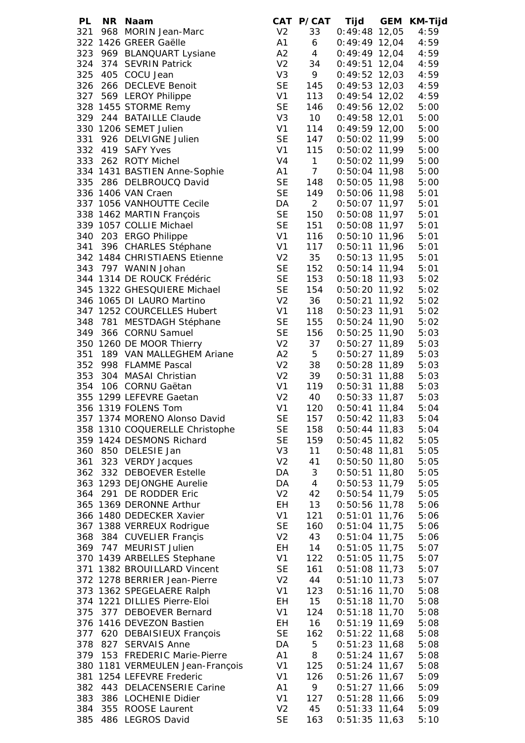| PL | NR | Naam | CAT | P/CAT | Tijd | GEM | KM-Tijd |
|---|---|---|---|---|---|---|---|
| 321 | 968 | MORIN Jean-Marc | V2 | 33 | 0:49:48 | 12,05 | 4:59 |
| 322 | 1426 | GREER Gaëlle | A1 | 6 | 0:49:49 | 12,04 | 4:59 |
| 323 | 969 | BLANQUART Lysiane | A2 | 4 | 0:49:49 | 12,04 | 4:59 |
| 324 | 374 | SEVRIN Patrick | V2 | 34 | 0:49:51 | 12,04 | 4:59 |
| 325 | 405 | COCU Jean | V3 | 9 | 0:49:52 | 12,03 | 4:59 |
| 326 | 266 | DECLEVE Benoit | SE | 145 | 0:49:53 | 12,03 | 4:59 |
| 327 | 569 | LEROY Philippe | V1 | 113 | 0:49:54 | 12,02 | 4:59 |
| 328 | 1455 | STORME Remy | SE | 146 | 0:49:56 | 12,02 | 5:00 |
| 329 | 244 | BATAILLE Claude | V3 | 10 | 0:49:58 | 12,01 | 5:00 |
| 330 | 1206 | SEMET Julien | V1 | 114 | 0:49:59 | 12,00 | 5:00 |
| 331 | 926 | DELVIGNE Julien | SE | 147 | 0:50:02 | 11,99 | 5:00 |
| 332 | 419 | SAFY Yves | V1 | 115 | 0:50:02 | 11,99 | 5:00 |
| 333 | 262 | ROTY Michel | V4 | 1 | 0:50:02 | 11,99 | 5:00 |
| 334 | 1431 | BASTIEN Anne-Sophie | A1 | 7 | 0:50:04 | 11,98 | 5:00 |
| 335 | 286 | DELBROUCQ David | SE | 148 | 0:50:05 | 11,98 | 5:00 |
| 336 | 1406 | VAN Craen | SE | 149 | 0:50:06 | 11,98 | 5:01 |
| 337 | 1056 | VANHOUTTE Cecile | DA | 2 | 0:50:07 | 11,97 | 5:01 |
| 338 | 1462 | MARTIN François | SE | 150 | 0:50:08 | 11,97 | 5:01 |
| 339 | 1057 | COLLIE Michael | SE | 151 | 0:50:08 | 11,97 | 5:01 |
| 340 | 203 | ERGO Philippe | V1 | 116 | 0:50:10 | 11,96 | 5:01 |
| 341 | 396 | CHARLES Stéphane | V1 | 117 | 0:50:11 | 11,96 | 5:01 |
| 342 | 1484 | CHRISTIAENS Etienne | V2 | 35 | 0:50:13 | 11,95 | 5:01 |
| 343 | 797 | WANIN Johan | SE | 152 | 0:50:14 | 11,94 | 5:01 |
| 344 | 1314 | DE ROUCK Frédéric | SE | 153 | 0:50:18 | 11,93 | 5:02 |
| 345 | 1322 | GHESQUIERE Michael | SE | 154 | 0:50:20 | 11,92 | 5:02 |
| 346 | 1065 | DI LAURO Martino | V2 | 36 | 0:50:21 | 11,92 | 5:02 |
| 347 | 1252 | COURCELLES Hubert | V1 | 118 | 0:50:23 | 11,91 | 5:02 |
| 348 | 781 | MESTDAGH Stéphane | SE | 155 | 0:50:24 | 11,90 | 5:02 |
| 349 | 366 | CORNU Samuel | SE | 156 | 0:50:25 | 11,90 | 5:03 |
| 350 | 1260 | DE MOOR Thierry | V2 | 37 | 0:50:27 | 11,89 | 5:03 |
| 351 | 189 | VAN MALLEGHEM Ariane | A2 | 5 | 0:50:27 | 11,89 | 5:03 |
| 352 | 998 | FLAMME Pascal | V2 | 38 | 0:50:28 | 11,89 | 5:03 |
| 353 | 304 | MASAI Christian | V2 | 39 | 0:50:31 | 11,88 | 5:03 |
| 354 | 106 | CORNU Gaëtan | V1 | 119 | 0:50:31 | 11,88 | 5:03 |
| 355 | 1299 | LEFEVRE Gaetan | V2 | 40 | 0:50:33 | 11,87 | 5:03 |
| 356 | 1319 | FOLENS Tom | V1 | 120 | 0:50:41 | 11,84 | 5:04 |
| 357 | 1374 | MORENO Alonso David | SE | 157 | 0:50:42 | 11,83 | 5:04 |
| 358 | 1310 | COQUERELLE Christophe | SE | 158 | 0:50:44 | 11,83 | 5:04 |
| 359 | 1424 | DESMONS Richard | SE | 159 | 0:50:45 | 11,82 | 5:05 |
| 360 | 850 | DELESIE Jan | V3 | 11 | 0:50:48 | 11,81 | 5:05 |
| 361 | 323 | VERDY Jacques | V2 | 41 | 0:50:50 | 11,80 | 5:05 |
| 362 | 332 | DEBOEVER Estelle | DA | 3 | 0:50:51 | 11,80 | 5:05 |
| 363 | 1293 | DEJONGHE Aurelie | DA | 4 | 0:50:53 | 11,79 | 5:05 |
| 364 | 291 | DE RODDER Eric | V2 | 42 | 0:50:54 | 11,79 | 5:05 |
| 365 | 1369 | DERONNE Arthur | EH | 13 | 0:50:56 | 11,78 | 5:06 |
| 366 | 1480 | DEDECKER Xavier | V1 | 121 | 0:51:01 | 11,76 | 5:06 |
| 367 | 1388 | VERREUX Rodrigue | SE | 160 | 0:51:04 | 11,75 | 5:06 |
| 368 | 384 | CUVELIER Françis | V2 | 43 | 0:51:04 | 11,75 | 5:06 |
| 369 | 747 | MEURIST Julien | EH | 14 | 0:51:05 | 11,75 | 5:07 |
| 370 | 1439 | ARBELLES Stephane | V1 | 122 | 0:51:05 | 11,75 | 5:07 |
| 371 | 1382 | BROUILLARD Vincent | SE | 161 | 0:51:08 | 11,73 | 5:07 |
| 372 | 1278 | BERRIER Jean-Pierre | V2 | 44 | 0:51:10 | 11,73 | 5:07 |
| 373 | 1362 | SPEGELAERE Ralph | V1 | 123 | 0:51:16 | 11,70 | 5:08 |
| 374 | 1221 | DILLIES Pierre-Eloi | EH | 15 | 0:51:18 | 11,70 | 5:08 |
| 375 | 377 | DEBOEVER Bernard | V1 | 124 | 0:51:18 | 11,70 | 5:08 |
| 376 | 1416 | DEVEZON Bastien | EH | 16 | 0:51:19 | 11,69 | 5:08 |
| 377 | 620 | DEBAISIEUX François | SE | 162 | 0:51:22 | 11,68 | 5:08 |
| 378 | 827 | SERVAIS Anne | DA | 5 | 0:51:23 | 11,68 | 5:08 |
| 379 | 153 | FREDERIC Marie-Pierre | A1 | 8 | 0:51:24 | 11,67 | 5:08 |
| 380 | 1181 | VERMEULEN Jean-François | V1 | 125 | 0:51:24 | 11,67 | 5:08 |
| 381 | 1254 | LEFEVRE Frederic | V1 | 126 | 0:51:26 | 11,67 | 5:09 |
| 382 | 443 | DELACENSERIE Carine | A1 | 9 | 0:51:27 | 11,66 | 5:09 |
| 383 | 386 | LOCHENIE Didier | V1 | 127 | 0:51:28 | 11,66 | 5:09 |
| 384 | 355 | ROOSE Laurent | V2 | 45 | 0:51:33 | 11,64 | 5:09 |
| 385 | 486 | LEGROS David | SE | 163 | 0:51:35 | 11,63 | 5:10 |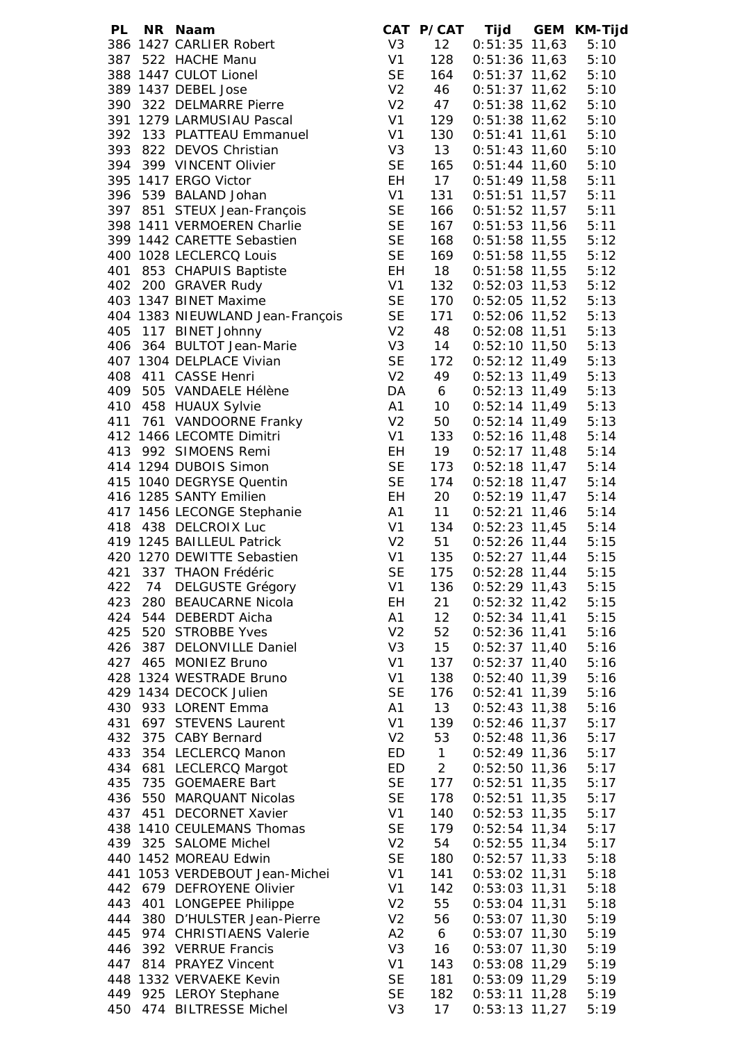| PL | NR | Naam | CAT | P/CAT | Tijd | GEM | KM-Tijd |
|---|---|---|---|---|---|---|---|
| 386 | 1427 | CARLIER Robert | V3 | 12 | 0:51:35 | 11,63 | 5:10 |
| 387 | 522 | HACHE Manu | V1 | 128 | 0:51:36 | 11,63 | 5:10 |
| 388 | 1447 | CULOT Lionel | SE | 164 | 0:51:37 | 11,62 | 5:10 |
| 389 | 1437 | DEBEL Jose | V2 | 46 | 0:51:37 | 11,62 | 5:10 |
| 390 | 322 | DELMARRE Pierre | V2 | 47 | 0:51:38 | 11,62 | 5:10 |
| 391 | 1279 | LARMUSIAU Pascal | V1 | 129 | 0:51:38 | 11,62 | 5:10 |
| 392 | 133 | PLATTEAU Emmanuel | V1 | 130 | 0:51:41 | 11,61 | 5:10 |
| 393 | 822 | DEVOS Christian | V3 | 13 | 0:51:43 | 11,60 | 5:10 |
| 394 | 399 | VINCENT Olivier | SE | 165 | 0:51:44 | 11,60 | 5:10 |
| 395 | 1417 | ERGO Victor | EH | 17 | 0:51:49 | 11,58 | 5:11 |
| 396 | 539 | BALAND Johan | V1 | 131 | 0:51:51 | 11,57 | 5:11 |
| 397 | 851 | STEUX Jean-François | SE | 166 | 0:51:52 | 11,57 | 5:11 |
| 398 | 1411 | VERMOEREN Charlie | SE | 167 | 0:51:53 | 11,56 | 5:11 |
| 399 | 1442 | CARETTE Sebastien | SE | 168 | 0:51:58 | 11,55 | 5:12 |
| 400 | 1028 | LECLERCQ Louis | SE | 169 | 0:51:58 | 11,55 | 5:12 |
| 401 | 853 | CHAPUIS Baptiste | EH | 18 | 0:51:58 | 11,55 | 5:12 |
| 402 | 200 | GRAVER Rudy | V1 | 132 | 0:52:03 | 11,53 | 5:12 |
| 403 | 1347 | BINET Maxime | SE | 170 | 0:52:05 | 11,52 | 5:13 |
| 404 | 1383 | NIEUWLAND Jean-François | SE | 171 | 0:52:06 | 11,52 | 5:13 |
| 405 | 117 | BINET Johnny | V2 | 48 | 0:52:08 | 11,51 | 5:13 |
| 406 | 364 | BULTOT Jean-Marie | V3 | 14 | 0:52:10 | 11,50 | 5:13 |
| 407 | 1304 | DELPLACE Vivian | SE | 172 | 0:52:12 | 11,49 | 5:13 |
| 408 | 411 | CASSE Henri | V2 | 49 | 0:52:13 | 11,49 | 5:13 |
| 409 | 505 | VANDAELE Hélène | DA | 6 | 0:52:13 | 11,49 | 5:13 |
| 410 | 458 | HUAUX Sylvie | A1 | 10 | 0:52:14 | 11,49 | 5:13 |
| 411 | 761 | VANDOORNE Franky | V2 | 50 | 0:52:14 | 11,49 | 5:13 |
| 412 | 1466 | LECOMTE Dimitri | V1 | 133 | 0:52:16 | 11,48 | 5:14 |
| 413 | 992 | SIMOENS Remi | EH | 19 | 0:52:17 | 11,48 | 5:14 |
| 414 | 1294 | DUBOIS Simon | SE | 173 | 0:52:18 | 11,47 | 5:14 |
| 415 | 1040 | DEGRYSE Quentin | SE | 174 | 0:52:18 | 11,47 | 5:14 |
| 416 | 1285 | SANTY Emilien | EH | 20 | 0:52:19 | 11,47 | 5:14 |
| 417 | 1456 | LECONGE Stephanie | A1 | 11 | 0:52:21 | 11,46 | 5:14 |
| 418 | 438 | DELCROIX Luc | V1 | 134 | 0:52:23 | 11,45 | 5:14 |
| 419 | 1245 | BAILLEUL Patrick | V2 | 51 | 0:52:26 | 11,44 | 5:15 |
| 420 | 1270 | DEWITTE Sebastien | V1 | 135 | 0:52:27 | 11,44 | 5:15 |
| 421 | 337 | THAON Frédéric | SE | 175 | 0:52:28 | 11,44 | 5:15 |
| 422 | 74 | DELGUSTE Grégory | V1 | 136 | 0:52:29 | 11,43 | 5:15 |
| 423 | 280 | BEAUCARNE Nicola | EH | 21 | 0:52:32 | 11,42 | 5:15 |
| 424 | 544 | DEBERDT Aicha | A1 | 12 | 0:52:34 | 11,41 | 5:15 |
| 425 | 520 | STROBBE Yves | V2 | 52 | 0:52:36 | 11,41 | 5:16 |
| 426 | 387 | DELONVILLE Daniel | V3 | 15 | 0:52:37 | 11,40 | 5:16 |
| 427 | 465 | MONIEZ Bruno | V1 | 137 | 0:52:37 | 11,40 | 5:16 |
| 428 | 1324 | WESTRADE Bruno | V1 | 138 | 0:52:40 | 11,39 | 5:16 |
| 429 | 1434 | DECOCK Julien | SE | 176 | 0:52:41 | 11,39 | 5:16 |
| 430 | 933 | LORENT Emma | A1 | 13 | 0:52:43 | 11,38 | 5:16 |
| 431 | 697 | STEVENS Laurent | V1 | 139 | 0:52:46 | 11,37 | 5:17 |
| 432 | 375 | CABY Bernard | V2 | 53 | 0:52:48 | 11,36 | 5:17 |
| 433 | 354 | LECLERCQ Manon | ED | 1 | 0:52:49 | 11,36 | 5:17 |
| 434 | 681 | LECLERCQ Margot | ED | 2 | 0:52:50 | 11,36 | 5:17 |
| 435 | 735 | GOEMAERE Bart | SE | 177 | 0:52:51 | 11,35 | 5:17 |
| 436 | 550 | MARQUANT Nicolas | SE | 178 | 0:52:51 | 11,35 | 5:17 |
| 437 | 451 | DECORNET Xavier | V1 | 140 | 0:52:53 | 11,35 | 5:17 |
| 438 | 1410 | CEULEMANS Thomas | SE | 179 | 0:52:54 | 11,34 | 5:17 |
| 439 | 325 | SALOME Michel | V2 | 54 | 0:52:55 | 11,34 | 5:17 |
| 440 | 1452 | MOREAU Edwin | SE | 180 | 0:52:57 | 11,33 | 5:18 |
| 441 | 1053 | VERDEBOUT Jean-Michei | V1 | 141 | 0:53:02 | 11,31 | 5:18 |
| 442 | 679 | DEFROYENE Olivier | V1 | 142 | 0:53:03 | 11,31 | 5:18 |
| 443 | 401 | LONGEPEE Philippe | V2 | 55 | 0:53:04 | 11,31 | 5:18 |
| 444 | 380 | D'HULSTER Jean-Pierre | V2 | 56 | 0:53:07 | 11,30 | 5:19 |
| 445 | 974 | CHRISTIAENS Valerie | A2 | 6 | 0:53:07 | 11,30 | 5:19 |
| 446 | 392 | VERRUE Francis | V3 | 16 | 0:53:07 | 11,30 | 5:19 |
| 447 | 814 | PRAYEZ Vincent | V1 | 143 | 0:53:08 | 11,29 | 5:19 |
| 448 | 1332 | VERVAEKE Kevin | SE | 181 | 0:53:09 | 11,29 | 5:19 |
| 449 | 925 | LEROY Stephane | SE | 182 | 0:53:11 | 11,28 | 5:19 |
| 450 | 474 | BILTRESSE Michel | V3 | 17 | 0:53:13 | 11,27 | 5:19 |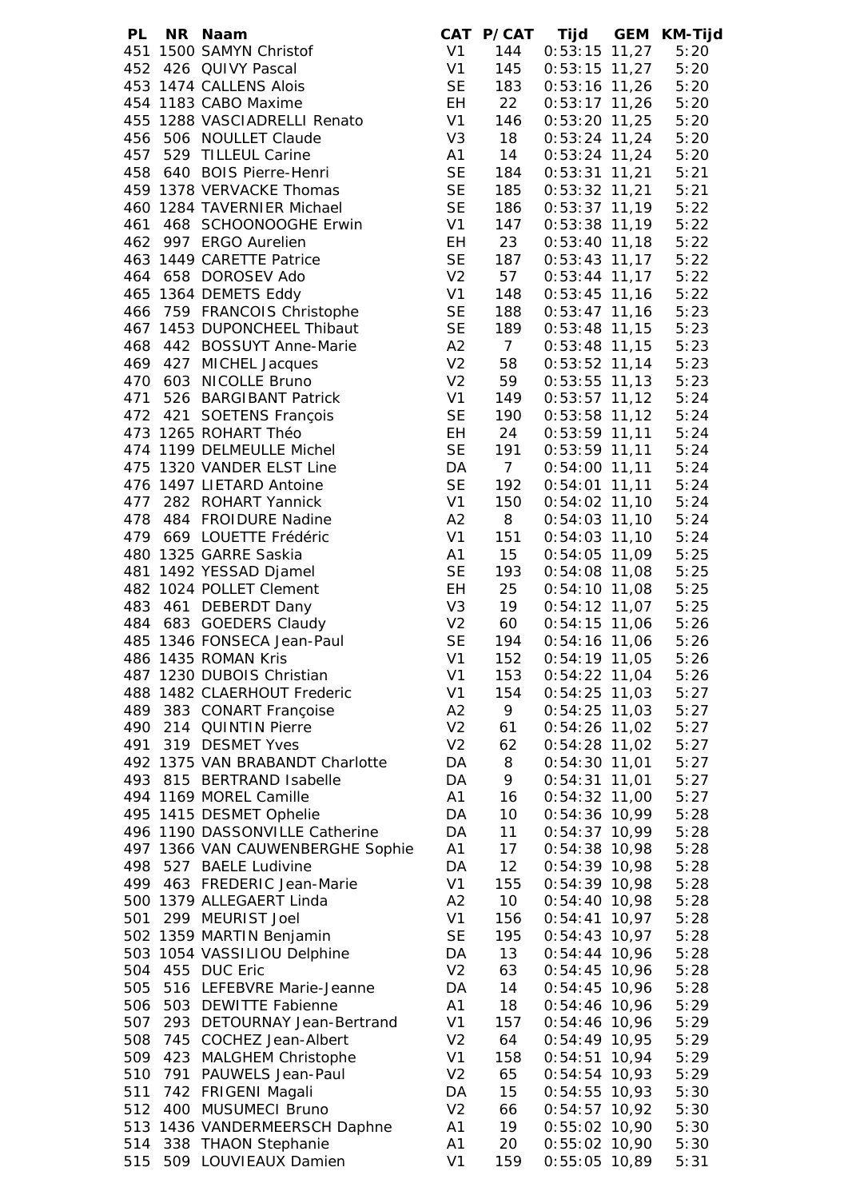| PL | NR | Naam | CAT | P/CAT | Tijd | GEM | KM-Tijd |
|---|---|---|---|---|---|---|---|
| 451 | 1500 | SAMYN Christof | V1 | 144 | 0:53:15 | 11,27 | 5:20 |
| 452 | 426 | QUIVY Pascal | V1 | 145 | 0:53:15 | 11,27 | 5:20 |
| 453 | 1474 | CALLENS Alois | SE | 183 | 0:53:16 | 11,26 | 5:20 |
| 454 | 1183 | CABO Maxime | EH | 22 | 0:53:17 | 11,26 | 5:20 |
| 455 | 1288 | VASCIADRELLI Renato | V1 | 146 | 0:53:20 | 11,25 | 5:20 |
| 456 | 506 | NOULLET Claude | V3 | 18 | 0:53:24 | 11,24 | 5:20 |
| 457 | 529 | TILLEUL Carine | A1 | 14 | 0:53:24 | 11,24 | 5:20 |
| 458 | 640 | BOIS Pierre-Henri | SE | 184 | 0:53:31 | 11,21 | 5:21 |
| 459 | 1378 | VERVACKE Thomas | SE | 185 | 0:53:32 | 11,21 | 5:21 |
| 460 | 1284 | TAVERNIER Michael | SE | 186 | 0:53:37 | 11,19 | 5:22 |
| 461 | 468 | SCHOONOOGHE Erwin | V1 | 147 | 0:53:38 | 11,19 | 5:22 |
| 462 | 997 | ERGO Aurelien | EH | 23 | 0:53:40 | 11,18 | 5:22 |
| 463 | 1449 | CARETTE Patrice | SE | 187 | 0:53:43 | 11,17 | 5:22 |
| 464 | 658 | DOROSEV Ado | V2 | 57 | 0:53:44 | 11,17 | 5:22 |
| 465 | 1364 | DEMETS Eddy | V1 | 148 | 0:53:45 | 11,16 | 5:22 |
| 466 | 759 | FRANCOIS Christophe | SE | 188 | 0:53:47 | 11,16 | 5:23 |
| 467 | 1453 | DUPONCHEEL Thibaut | SE | 189 | 0:53:48 | 11,15 | 5:23 |
| 468 | 442 | BOSSUYT Anne-Marie | A2 | 7 | 0:53:48 | 11,15 | 5:23 |
| 469 | 427 | MICHEL Jacques | V2 | 58 | 0:53:52 | 11,14 | 5:23 |
| 470 | 603 | NICOLLE Bruno | V2 | 59 | 0:53:55 | 11,13 | 5:23 |
| 471 | 526 | BARGIBANT Patrick | V1 | 149 | 0:53:57 | 11,12 | 5:24 |
| 472 | 421 | SOETENS François | SE | 190 | 0:53:58 | 11,12 | 5:24 |
| 473 | 1265 | ROHART Théo | EH | 24 | 0:53:59 | 11,11 | 5:24 |
| 474 | 1199 | DELMEULLE Michel | SE | 191 | 0:53:59 | 11,11 | 5:24 |
| 475 | 1320 | VANDER ELST Line | DA | 7 | 0:54:00 | 11,11 | 5:24 |
| 476 | 1497 | LIETARD Antoine | SE | 192 | 0:54:01 | 11,11 | 5:24 |
| 477 | 282 | ROHART Yannick | V1 | 150 | 0:54:02 | 11,10 | 5:24 |
| 478 | 484 | FROIDURE Nadine | A2 | 8 | 0:54:03 | 11,10 | 5:24 |
| 479 | 669 | LOUETTE Frédéric | V1 | 151 | 0:54:03 | 11,10 | 5:24 |
| 480 | 1325 | GARRE Saskia | A1 | 15 | 0:54:05 | 11,09 | 5:25 |
| 481 | 1492 | YESSAD Djamel | SE | 193 | 0:54:08 | 11,08 | 5:25 |
| 482 | 1024 | POLLET Clement | EH | 25 | 0:54:10 | 11,08 | 5:25 |
| 483 | 461 | DEBERDT Dany | V3 | 19 | 0:54:12 | 11,07 | 5:25 |
| 484 | 683 | GOEDERS Claudy | V2 | 60 | 0:54:15 | 11,06 | 5:26 |
| 485 | 1346 | FONSECA Jean-Paul | SE | 194 | 0:54:16 | 11,06 | 5:26 |
| 486 | 1435 | ROMAN Kris | V1 | 152 | 0:54:19 | 11,05 | 5:26 |
| 487 | 1230 | DUBOIS Christian | V1 | 153 | 0:54:22 | 11,04 | 5:26 |
| 488 | 1482 | CLAERHOUT Frederic | V1 | 154 | 0:54:25 | 11,03 | 5:27 |
| 489 | 383 | CONART Françoise | A2 | 9 | 0:54:25 | 11,03 | 5:27 |
| 490 | 214 | QUINTIN Pierre | V2 | 61 | 0:54:26 | 11,02 | 5:27 |
| 491 | 319 | DESMET Yves | V2 | 62 | 0:54:28 | 11,02 | 5:27 |
| 492 | 1375 | VAN BRABANDT Charlotte | DA | 8 | 0:54:30 | 11,01 | 5:27 |
| 493 | 815 | BERTRAND Isabelle | DA | 9 | 0:54:31 | 11,01 | 5:27 |
| 494 | 1169 | MOREL Camille | A1 | 16 | 0:54:32 | 11,00 | 5:27 |
| 495 | 1415 | DESMET Ophelie | DA | 10 | 0:54:36 | 10,99 | 5:28 |
| 496 | 1190 | DASSONVILLE Catherine | DA | 11 | 0:54:37 | 10,99 | 5:28 |
| 497 | 1366 | VAN CAUWENBERGHE Sophie | A1 | 17 | 0:54:38 | 10,98 | 5:28 |
| 498 | 527 | BAELE Ludivine | DA | 12 | 0:54:39 | 10,98 | 5:28 |
| 499 | 463 | FREDERIC Jean-Marie | V1 | 155 | 0:54:39 | 10,98 | 5:28 |
| 500 | 1379 | ALLEGAERT Linda | A2 | 10 | 0:54:40 | 10,98 | 5:28 |
| 501 | 299 | MEURIST Joel | V1 | 156 | 0:54:41 | 10,97 | 5:28 |
| 502 | 1359 | MARTIN Benjamin | SE | 195 | 0:54:43 | 10,97 | 5:28 |
| 503 | 1054 | VASSILIOU Delphine | DA | 13 | 0:54:44 | 10,96 | 5:28 |
| 504 | 455 | DUC Eric | V2 | 63 | 0:54:45 | 10,96 | 5:28 |
| 505 | 516 | LEFEBVRE Marie-Jeanne | DA | 14 | 0:54:45 | 10,96 | 5:28 |
| 506 | 503 | DEWITTE Fabienne | A1 | 18 | 0:54:46 | 10,96 | 5:29 |
| 507 | 293 | DETOURNAY Jean-Bertrand | V1 | 157 | 0:54:46 | 10,96 | 5:29 |
| 508 | 745 | COCHEZ Jean-Albert | V2 | 64 | 0:54:49 | 10,95 | 5:29 |
| 509 | 423 | MALGHEM Christophe | V1 | 158 | 0:54:51 | 10,94 | 5:29 |
| 510 | 791 | PAUWELS Jean-Paul | V2 | 65 | 0:54:54 | 10,93 | 5:29 |
| 511 | 742 | FRIGENI Magali | DA | 15 | 0:54:55 | 10,93 | 5:30 |
| 512 | 400 | MUSUMECI Bruno | V2 | 66 | 0:54:57 | 10,92 | 5:30 |
| 513 | 1436 | VANDERMEERSCH Daphne | A1 | 19 | 0:55:02 | 10,90 | 5:30 |
| 514 | 338 | THAON Stephanie | A1 | 20 | 0:55:02 | 10,90 | 5:30 |
| 515 | 509 | LOUVIEAUX Damien | V1 | 159 | 0:55:05 | 10,89 | 5:31 |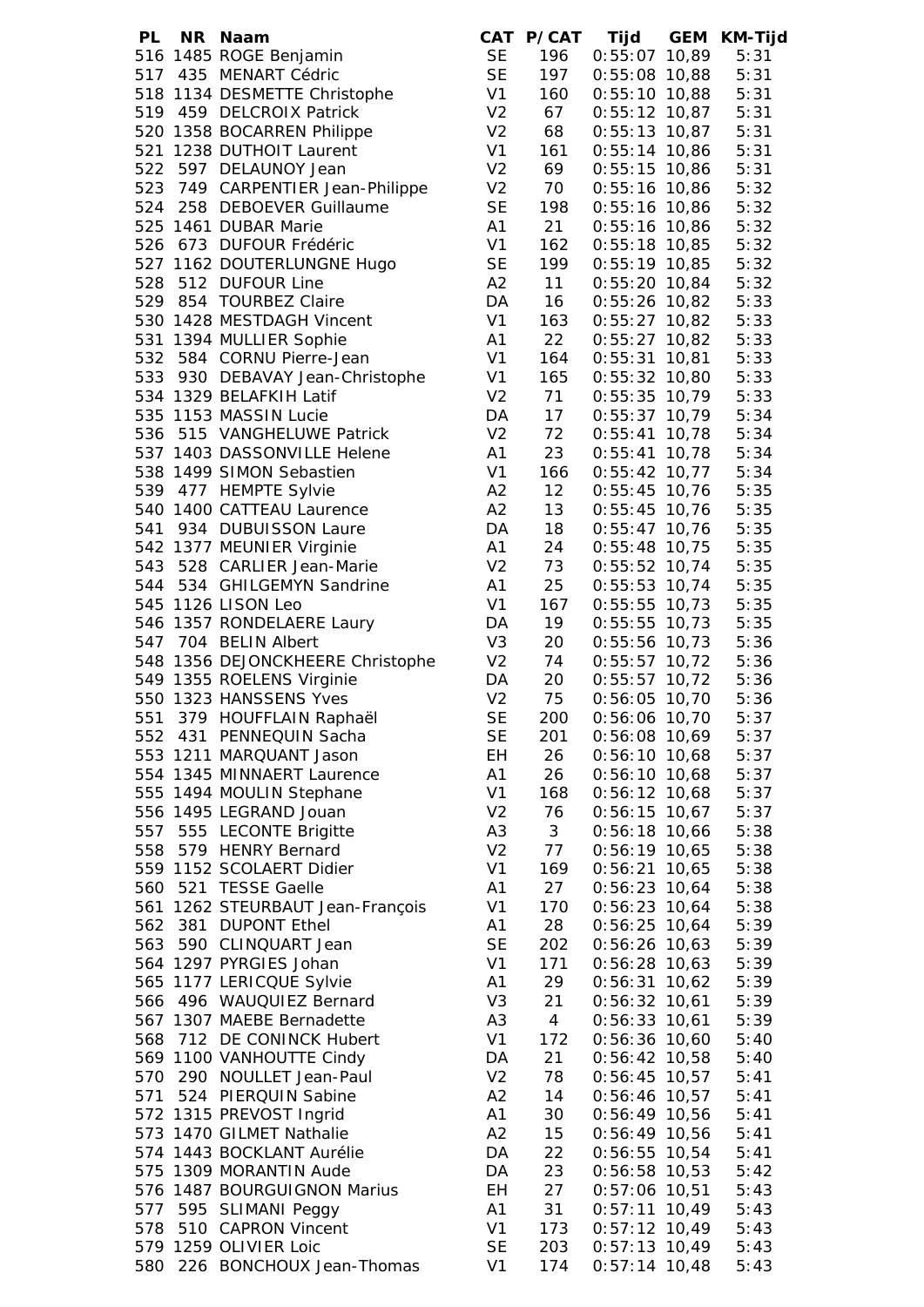| PL | NR | Naam | CAT | P/CAT | Tijd | GEM | KM-Tijd |
|---|---|---|---|---|---|---|---|
| 516 | 1485 | ROGE Benjamin | SE | 196 | 0:55:07 | 10,89 | 5:31 |
| 517 | 435 | MENART Cédric | SE | 197 | 0:55:08 | 10,88 | 5:31 |
| 518 | 1134 | DESMETTE Christophe | V1 | 160 | 0:55:10 | 10,88 | 5:31 |
| 519 | 459 | DELCROIX Patrick | V2 | 67 | 0:55:12 | 10,87 | 5:31 |
| 520 | 1358 | BOCARREN Philippe | V2 | 68 | 0:55:13 | 10,87 | 5:31 |
| 521 | 1238 | DUTHOIT Laurent | V1 | 161 | 0:55:14 | 10,86 | 5:31 |
| 522 | 597 | DELAUNOY Jean | V2 | 69 | 0:55:15 | 10,86 | 5:31 |
| 523 | 749 | CARPENTIER Jean-Philippe | V2 | 70 | 0:55:16 | 10,86 | 5:32 |
| 524 | 258 | DEBOEVER Guillaume | SE | 198 | 0:55:16 | 10,86 | 5:32 |
| 525 | 1461 | DUBAR Marie | A1 | 21 | 0:55:16 | 10,86 | 5:32 |
| 526 | 673 | DUFOUR Frédéric | V1 | 162 | 0:55:18 | 10,85 | 5:32 |
| 527 | 1162 | DOUTERLUNGNE Hugo | SE | 199 | 0:55:19 | 10,85 | 5:32 |
| 528 | 512 | DUFOUR Line | A2 | 11 | 0:55:20 | 10,84 | 5:32 |
| 529 | 854 | TOURBEZ Claire | DA | 16 | 0:55:26 | 10,82 | 5:33 |
| 530 | 1428 | MESTDAGH Vincent | V1 | 163 | 0:55:27 | 10,82 | 5:33 |
| 531 | 1394 | MULLIER Sophie | A1 | 22 | 0:55:27 | 10,82 | 5:33 |
| 532 | 584 | CORNU Pierre-Jean | V1 | 164 | 0:55:31 | 10,81 | 5:33 |
| 533 | 930 | DEBAVAY Jean-Christophe | V1 | 165 | 0:55:32 | 10,80 | 5:33 |
| 534 | 1329 | BELAFKIH Latif | V2 | 71 | 0:55:35 | 10,79 | 5:33 |
| 535 | 1153 | MASSIN Lucie | DA | 17 | 0:55:37 | 10,79 | 5:34 |
| 536 | 515 | VANGHELUWE Patrick | V2 | 72 | 0:55:41 | 10,78 | 5:34 |
| 537 | 1403 | DASSONVILLE Helene | A1 | 23 | 0:55:41 | 10,78 | 5:34 |
| 538 | 1499 | SIMON Sebastien | V1 | 166 | 0:55:42 | 10,77 | 5:34 |
| 539 | 477 | HEMPTE Sylvie | A2 | 12 | 0:55:45 | 10,76 | 5:35 |
| 540 | 1400 | CATTEAU Laurence | A2 | 13 | 0:55:45 | 10,76 | 5:35 |
| 541 | 934 | DUBUISSON Laure | DA | 18 | 0:55:47 | 10,76 | 5:35 |
| 542 | 1377 | MEUNIER Virginie | A1 | 24 | 0:55:48 | 10,75 | 5:35 |
| 543 | 528 | CARLIER Jean-Marie | V2 | 73 | 0:55:52 | 10,74 | 5:35 |
| 544 | 534 | GHILGEMYN Sandrine | A1 | 25 | 0:55:53 | 10,74 | 5:35 |
| 545 | 1126 | LISON Leo | V1 | 167 | 0:55:55 | 10,73 | 5:35 |
| 546 | 1357 | RONDELAERE Laury | DA | 19 | 0:55:55 | 10,73 | 5:35 |
| 547 | 704 | BELIN Albert | V3 | 20 | 0:55:56 | 10,73 | 5:36 |
| 548 | 1356 | DEJONCKHEERE Christophe | V2 | 74 | 0:55:57 | 10,72 | 5:36 |
| 549 | 1355 | ROELENS Virginie | DA | 20 | 0:55:57 | 10,72 | 5:36 |
| 550 | 1323 | HANSSENS Yves | V2 | 75 | 0:56:05 | 10,70 | 5:36 |
| 551 | 379 | HOUFFLAIN Raphaël | SE | 200 | 0:56:06 | 10,70 | 5:37 |
| 552 | 431 | PENNEQUIN Sacha | SE | 201 | 0:56:08 | 10,69 | 5:37 |
| 553 | 1211 | MARQUANT Jason | EH | 26 | 0:56:10 | 10,68 | 5:37 |
| 554 | 1345 | MINNAERT Laurence | A1 | 26 | 0:56:10 | 10,68 | 5:37 |
| 555 | 1494 | MOULIN Stephane | V1 | 168 | 0:56:12 | 10,68 | 5:37 |
| 556 | 1495 | LEGRAND Jouan | V2 | 76 | 0:56:15 | 10,67 | 5:37 |
| 557 | 555 | LECONTE Brigitte | A3 | 3 | 0:56:18 | 10,66 | 5:38 |
| 558 | 579 | HENRY Bernard | V2 | 77 | 0:56:19 | 10,65 | 5:38 |
| 559 | 1152 | SCOLAERT Didier | V1 | 169 | 0:56:21 | 10,65 | 5:38 |
| 560 | 521 | TESSE Gaelle | A1 | 27 | 0:56:23 | 10,64 | 5:38 |
| 561 | 1262 | STEURBAUT Jean-François | V1 | 170 | 0:56:23 | 10,64 | 5:38 |
| 562 | 381 | DUPONT Ethel | A1 | 28 | 0:56:25 | 10,64 | 5:39 |
| 563 | 590 | CLINQUART Jean | SE | 202 | 0:56:26 | 10,63 | 5:39 |
| 564 | 1297 | PYRGIES Johan | V1 | 171 | 0:56:28 | 10,63 | 5:39 |
| 565 | 1177 | LERICQUE Sylvie | A1 | 29 | 0:56:31 | 10,62 | 5:39 |
| 566 | 496 | WAUQUIEZ Bernard | V3 | 21 | 0:56:32 | 10,61 | 5:39 |
| 567 | 1307 | MAEBE Bernadette | A3 | 4 | 0:56:33 | 10,61 | 5:39 |
| 568 | 712 | DE CONINCK Hubert | V1 | 172 | 0:56:36 | 10,60 | 5:40 |
| 569 | 1100 | VANHOUTTE Cindy | DA | 21 | 0:56:42 | 10,58 | 5:40 |
| 570 | 290 | NOULLET Jean-Paul | V2 | 78 | 0:56:45 | 10,57 | 5:41 |
| 571 | 524 | PIERQUIN Sabine | A2 | 14 | 0:56:46 | 10,57 | 5:41 |
| 572 | 1315 | PREVOST Ingrid | A1 | 30 | 0:56:49 | 10,56 | 5:41 |
| 573 | 1470 | GILMET Nathalie | A2 | 15 | 0:56:49 | 10,56 | 5:41 |
| 574 | 1443 | BOCKLANT Aurélie | DA | 22 | 0:56:55 | 10,54 | 5:41 |
| 575 | 1309 | MORANTIN Aude | DA | 23 | 0:56:58 | 10,53 | 5:42 |
| 576 | 1487 | BOURGUIGNON Marius | EH | 27 | 0:57:06 | 10,51 | 5:43 |
| 577 | 595 | SLIMANI Peggy | A1 | 31 | 0:57:11 | 10,49 | 5:43 |
| 578 | 510 | CAPRON Vincent | V1 | 173 | 0:57:12 | 10,49 | 5:43 |
| 579 | 1259 | OLIVIER Loic | SE | 203 | 0:57:13 | 10,49 | 5:43 |
| 580 | 226 | BONCHOUX Jean-Thomas | V1 | 174 | 0:57:14 | 10,48 | 5:43 |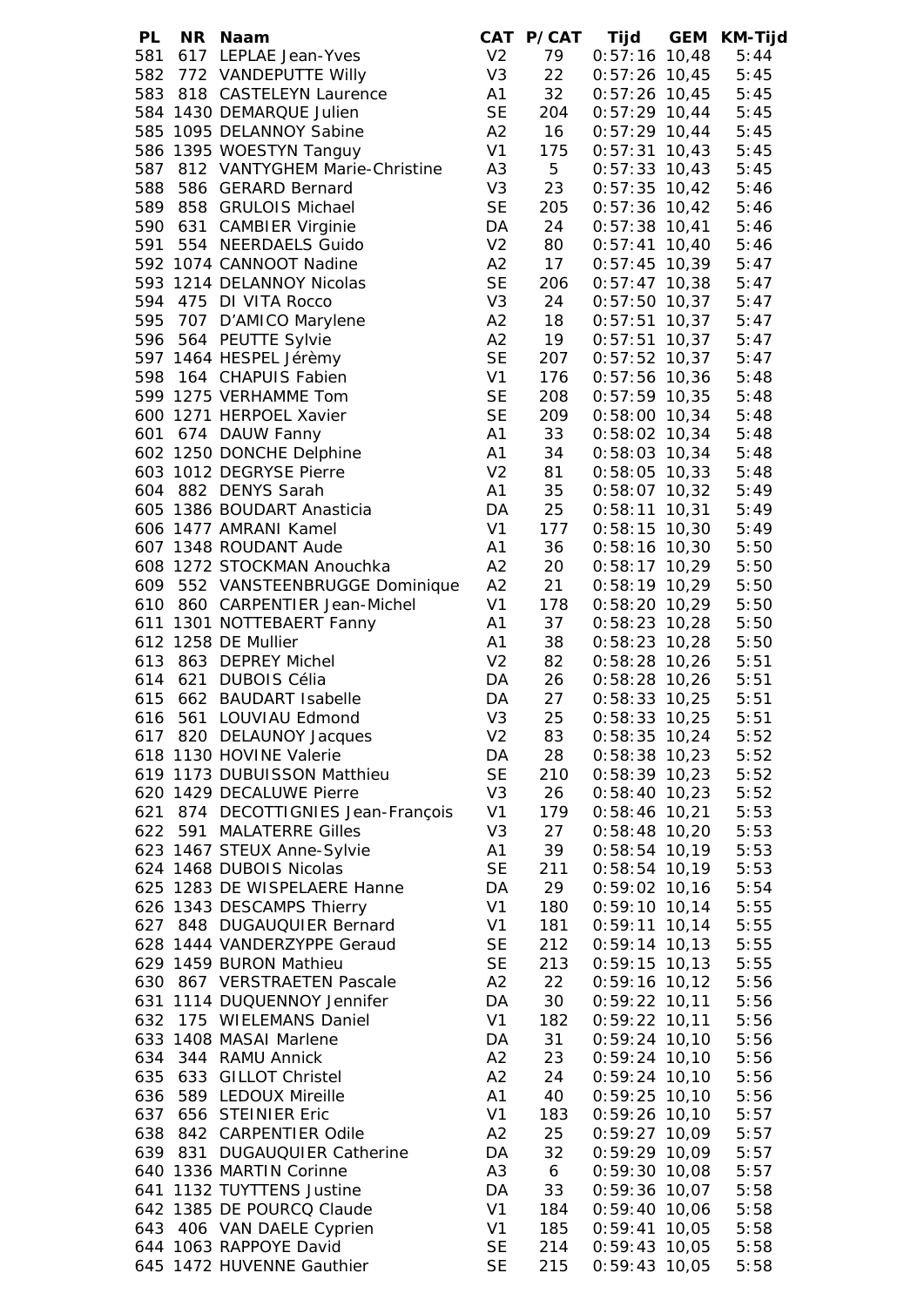| PL | NR | Naam | CAT | P/CAT | Tijd | GEM | KM-Tijd |
|---|---|---|---|---|---|---|---|
| 581 | 617 | LEPLAE Jean-Yves | V2 | 79 | 0:57:16 | 10,48 | 5:44 |
| 582 | 772 | VANDEPUTTE Willy | V3 | 22 | 0:57:26 | 10,45 | 5:45 |
| 583 | 818 | CASTELEYN Laurence | A1 | 32 | 0:57:26 | 10,45 | 5:45 |
| 584 | 1430 | DEMARQUE Julien | SE | 204 | 0:57:29 | 10,44 | 5:45 |
| 585 | 1095 | DELANNOY Sabine | A2 | 16 | 0:57:29 | 10,44 | 5:45 |
| 586 | 1395 | WOESTYN Tanguy | V1 | 175 | 0:57:31 | 10,43 | 5:45 |
| 587 | 812 | VANTYGHEM Marie-Christine | A3 | 5 | 0:57:33 | 10,43 | 5:45 |
| 588 | 586 | GERARD Bernard | V3 | 23 | 0:57:35 | 10,42 | 5:46 |
| 589 | 858 | GRULOIS Michael | SE | 205 | 0:57:36 | 10,42 | 5:46 |
| 590 | 631 | CAMBIER Virginie | DA | 24 | 0:57:38 | 10,41 | 5:46 |
| 591 | 554 | NEERDAELS Guido | V2 | 80 | 0:57:41 | 10,40 | 5:46 |
| 592 | 1074 | CANNOOT Nadine | A2 | 17 | 0:57:45 | 10,39 | 5:47 |
| 593 | 1214 | DELANNOY Nicolas | SE | 206 | 0:57:47 | 10,38 | 5:47 |
| 594 | 475 | DI VITA Rocco | V3 | 24 | 0:57:50 | 10,37 | 5:47 |
| 595 | 707 | D'AMICO Marylene | A2 | 18 | 0:57:51 | 10,37 | 5:47 |
| 596 | 564 | PEUTTE Sylvie | A2 | 19 | 0:57:51 | 10,37 | 5:47 |
| 597 | 1464 | HESPEL Jérèmy | SE | 207 | 0:57:52 | 10,37 | 5:47 |
| 598 | 164 | CHAPUIS Fabien | V1 | 176 | 0:57:56 | 10,36 | 5:48 |
| 599 | 1275 | VERHAMME Tom | SE | 208 | 0:57:59 | 10,35 | 5:48 |
| 600 | 1271 | HERPOEL Xavier | SE | 209 | 0:58:00 | 10,34 | 5:48 |
| 601 | 674 | DAUW Fanny | A1 | 33 | 0:58:02 | 10,34 | 5:48 |
| 602 | 1250 | DONCHE Delphine | A1 | 34 | 0:58:03 | 10,34 | 5:48 |
| 603 | 1012 | DEGRYSE Pierre | V2 | 81 | 0:58:05 | 10,33 | 5:48 |
| 604 | 882 | DENYS Sarah | A1 | 35 | 0:58:07 | 10,32 | 5:49 |
| 605 | 1386 | BOUDART Anasticia | DA | 25 | 0:58:11 | 10,31 | 5:49 |
| 606 | 1477 | AMRANI Kamel | V1 | 177 | 0:58:15 | 10,30 | 5:49 |
| 607 | 1348 | ROUDANT Aude | A1 | 36 | 0:58:16 | 10,30 | 5:50 |
| 608 | 1272 | STOCKMAN Anouchka | A2 | 20 | 0:58:17 | 10,29 | 5:50 |
| 609 | 552 | VANSTEENBRUGGE Dominique | A2 | 21 | 0:58:19 | 10,29 | 5:50 |
| 610 | 860 | CARPENTIER Jean-Michel | V1 | 178 | 0:58:20 | 10,29 | 5:50 |
| 611 | 1301 | NOTTEBAERT Fanny | A1 | 37 | 0:58:23 | 10,28 | 5:50 |
| 612 | 1258 | DE Mullier | A1 | 38 | 0:58:23 | 10,28 | 5:50 |
| 613 | 863 | DEPREY Michel | V2 | 82 | 0:58:28 | 10,26 | 5:51 |
| 614 | 621 | DUBOIS Célia | DA | 26 | 0:58:28 | 10,26 | 5:51 |
| 615 | 662 | BAUDART Isabelle | DA | 27 | 0:58:33 | 10,25 | 5:51 |
| 616 | 561 | LOUVIAU Edmond | V3 | 25 | 0:58:33 | 10,25 | 5:51 |
| 617 | 820 | DELAUNOY Jacques | V2 | 83 | 0:58:35 | 10,24 | 5:52 |
| 618 | 1130 | HOVINE Valerie | DA | 28 | 0:58:38 | 10,23 | 5:52 |
| 619 | 1173 | DUBUISSON Matthieu | SE | 210 | 0:58:39 | 10,23 | 5:52 |
| 620 | 1429 | DECALUWE Pierre | V3 | 26 | 0:58:40 | 10,23 | 5:52 |
| 621 | 874 | DECOTTIGNIES Jean-François | V1 | 179 | 0:58:46 | 10,21 | 5:53 |
| 622 | 591 | MALATERRE Gilles | V3 | 27 | 0:58:48 | 10,20 | 5:53 |
| 623 | 1467 | STEUX Anne-Sylvie | A1 | 39 | 0:58:54 | 10,19 | 5:53 |
| 624 | 1468 | DUBOIS Nicolas | SE | 211 | 0:58:54 | 10,19 | 5:53 |
| 625 | 1283 | DE WISPELAERE Hanne | DA | 29 | 0:59:02 | 10,16 | 5:54 |
| 626 | 1343 | DESCAMPS Thierry | V1 | 180 | 0:59:10 | 10,14 | 5:55 |
| 627 | 848 | DUGAUQUIER Bernard | V1 | 181 | 0:59:11 | 10,14 | 5:55 |
| 628 | 1444 | VANDERZYPPE Geraud | SE | 212 | 0:59:14 | 10,13 | 5:55 |
| 629 | 1459 | BURON Mathieu | SE | 213 | 0:59:15 | 10,13 | 5:55 |
| 630 | 867 | VERSTRAETEN Pascale | A2 | 22 | 0:59:16 | 10,12 | 5:56 |
| 631 | 1114 | DUQUENNOY Jennifer | DA | 30 | 0:59:22 | 10,11 | 5:56 |
| 632 | 175 | WIELEMANS Daniel | V1 | 182 | 0:59:22 | 10,11 | 5:56 |
| 633 | 1408 | MASAI Marlene | DA | 31 | 0:59:24 | 10,10 | 5:56 |
| 634 | 344 | RAMU Annick | A2 | 23 | 0:59:24 | 10,10 | 5:56 |
| 635 | 633 | GILLOT Christel | A2 | 24 | 0:59:24 | 10,10 | 5:56 |
| 636 | 589 | LEDOUX Mireille | A1 | 40 | 0:59:25 | 10,10 | 5:56 |
| 637 | 656 | STEINIER Eric | V1 | 183 | 0:59:26 | 10,10 | 5:57 |
| 638 | 842 | CARPENTIER Odile | A2 | 25 | 0:59:27 | 10,09 | 5:57 |
| 639 | 831 | DUGAUQUIER Catherine | DA | 32 | 0:59:29 | 10,09 | 5:57 |
| 640 | 1336 | MARTIN Corinne | A3 | 6 | 0:59:30 | 10,08 | 5:57 |
| 641 | 1132 | TUYTTENS Justine | DA | 33 | 0:59:36 | 10,07 | 5:58 |
| 642 | 1385 | DE POURCQ Claude | V1 | 184 | 0:59:40 | 10,06 | 5:58 |
| 643 | 406 | VAN DAELE Cyprien | V1 | 185 | 0:59:41 | 10,05 | 5:58 |
| 644 | 1063 | RAPPOYE David | SE | 214 | 0:59:43 | 10,05 | 5:58 |
| 645 | 1472 | HUVENNE Gauthier | SE | 215 | 0:59:43 | 10,05 | 5:58 |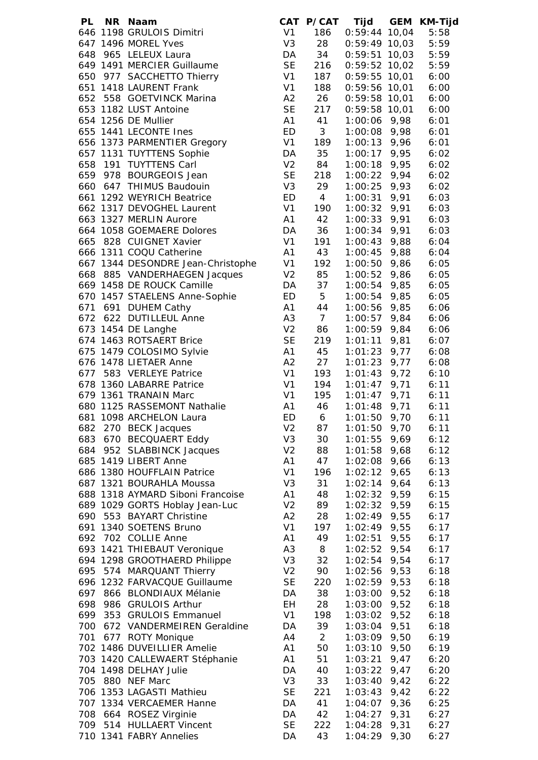| PL | NR | Naam | CAT | P/CAT | Tijd | GEM | KM-Tijd |
|---|---|---|---|---|---|---|---|
| 646 | 1198 | GRULOIS Dimitri | V1 | 186 | 0:59:44 | 10,04 | 5:58 |
| 647 | 1496 | MOREL Yves | V3 | 28 | 0:59:49 | 10,03 | 5:59 |
| 648 | 965 | LELEUX Laura | DA | 34 | 0:59:51 | 10,03 | 5:59 |
| 649 | 1491 | MERCIER Guillaume | SE | 216 | 0:59:52 | 10,02 | 5:59 |
| 650 | 977 | SACCHETTO Thierry | V1 | 187 | 0:59:55 | 10,01 | 6:00 |
| 651 | 1418 | LAURENT Frank | V1 | 188 | 0:59:56 | 10,01 | 6:00 |
| 652 | 558 | GOETVINCK Marina | A2 | 26 | 0:59:58 | 10,01 | 6:00 |
| 653 | 1182 | LUST Antoine | SE | 217 | 0:59:58 | 10,01 | 6:00 |
| 654 | 1256 | DE Mullier | A1 | 41 | 1:00:06 | 9,98 | 6:01 |
| 655 | 1441 | LECONTE Ines | ED | 3 | 1:00:08 | 9,98 | 6:01 |
| 656 | 1373 | PARMENTIER Gregory | V1 | 189 | 1:00:13 | 9,96 | 6:01 |
| 657 | 1131 | TUYTTENS Sophie | DA | 35 | 1:00:17 | 9,95 | 6:02 |
| 658 | 191 | TUYTTENS Carl | V2 | 84 | 1:00:18 | 9,95 | 6:02 |
| 659 | 978 | BOURGEOIS Jean | SE | 218 | 1:00:22 | 9,94 | 6:02 |
| 660 | 647 | THIMUS Baudouin | V3 | 29 | 1:00:25 | 9,93 | 6:02 |
| 661 | 1292 | WEYRICH Beatrice | ED | 4 | 1:00:31 | 9,91 | 6:03 |
| 662 | 1317 | DEVOGHEL Laurent | V1 | 190 | 1:00:32 | 9,91 | 6:03 |
| 663 | 1327 | MERLIN Aurore | A1 | 42 | 1:00:33 | 9,91 | 6:03 |
| 664 | 1058 | GOEMAERE Dolores | DA | 36 | 1:00:34 | 9,91 | 6:03 |
| 665 | 828 | CUIGNET Xavier | V1 | 191 | 1:00:43 | 9,88 | 6:04 |
| 666 | 1311 | COQU Catherine | A1 | 43 | 1:00:45 | 9,88 | 6:04 |
| 667 | 1344 | DESONDRE Jean-Christophe | V1 | 192 | 1:00:50 | 9,86 | 6:05 |
| 668 | 885 | VANDERHAEGEN Jacques | V2 | 85 | 1:00:52 | 9,86 | 6:05 |
| 669 | 1458 | DE ROUCK Camille | DA | 37 | 1:00:54 | 9,85 | 6:05 |
| 670 | 1457 | STAELENS Anne-Sophie | ED | 5 | 1:00:54 | 9,85 | 6:05 |
| 671 | 691 | DUHEM Cathy | A1 | 44 | 1:00:56 | 9,85 | 6:06 |
| 672 | 622 | DUTILLEUL Anne | A3 | 7 | 1:00:57 | 9,84 | 6:06 |
| 673 | 1454 | DE Langhe | V2 | 86 | 1:00:59 | 9,84 | 6:06 |
| 674 | 1463 | ROTSAERT Brice | SE | 219 | 1:01:11 | 9,81 | 6:07 |
| 675 | 1479 | COLOSIMO Sylvie | A1 | 45 | 1:01:23 | 9,77 | 6:08 |
| 676 | 1478 | LIETAER Anne | A2 | 27 | 1:01:23 | 9,77 | 6:08 |
| 677 | 583 | VERLEYE Patrice | V1 | 193 | 1:01:43 | 9,72 | 6:10 |
| 678 | 1360 | LABARRE Patrice | V1 | 194 | 1:01:47 | 9,71 | 6:11 |
| 679 | 1361 | TRANAIN Marc | V1 | 195 | 1:01:47 | 9,71 | 6:11 |
| 680 | 1125 | RASSEMONT Nathalie | A1 | 46 | 1:01:48 | 9,71 | 6:11 |
| 681 | 1098 | ARCHELON Laura | ED | 6 | 1:01:50 | 9,70 | 6:11 |
| 682 | 270 | BECK Jacques | V2 | 87 | 1:01:50 | 9,70 | 6:11 |
| 683 | 670 | BECQUAERT Eddy | V3 | 30 | 1:01:55 | 9,69 | 6:12 |
| 684 | 952 | SLABBINCK Jacques | V2 | 88 | 1:01:58 | 9,68 | 6:12 |
| 685 | 1419 | LIBERT Anne | A1 | 47 | 1:02:08 | 9,66 | 6:13 |
| 686 | 1380 | HOUFFLAIN Patrice | V1 | 196 | 1:02:12 | 9,65 | 6:13 |
| 687 | 1321 | BOURAHLA Moussa | V3 | 31 | 1:02:14 | 9,64 | 6:13 |
| 688 | 1318 | AYMARD Siboni Francoise | A1 | 48 | 1:02:32 | 9,59 | 6:15 |
| 689 | 1029 | GORTS Hoblay Jean-Luc | V2 | 89 | 1:02:32 | 9,59 | 6:15 |
| 690 | 553 | BAYART Christine | A2 | 28 | 1:02:49 | 9,55 | 6:17 |
| 691 | 1340 | SOETENS Bruno | V1 | 197 | 1:02:49 | 9,55 | 6:17 |
| 692 | 702 | COLLIE Anne | A1 | 49 | 1:02:51 | 9,55 | 6:17 |
| 693 | 1421 | THIEBAUT Veronique | A3 | 8 | 1:02:52 | 9,54 | 6:17 |
| 694 | 1298 | GROOTHAERD Philippe | V3 | 32 | 1:02:54 | 9,54 | 6:17 |
| 695 | 574 | MARQUANT Thierry | V2 | 90 | 1:02:56 | 9,53 | 6:18 |
| 696 | 1232 | FARVACQUE Guillaume | SE | 220 | 1:02:59 | 9,53 | 6:18 |
| 697 | 866 | BLONDIAUX Mélanie | DA | 38 | 1:03:00 | 9,52 | 6:18 |
| 698 | 986 | GRULOIS Arthur | EH | 28 | 1:03:00 | 9,52 | 6:18 |
| 699 | 353 | GRULOIS Emmanuel | V1 | 198 | 1:03:02 | 9,52 | 6:18 |
| 700 | 672 | VANDERMEIREN Geraldine | DA | 39 | 1:03:04 | 9,51 | 6:18 |
| 701 | 677 | ROTY Monique | A4 | 2 | 1:03:09 | 9,50 | 6:19 |
| 702 | 1486 | DUVEILLIER Amelie | A1 | 50 | 1:03:10 | 9,50 | 6:19 |
| 703 | 1420 | CALLEWAERT Stéphanie | A1 | 51 | 1:03:21 | 9,47 | 6:20 |
| 704 | 1498 | DELHAY Julie | DA | 40 | 1:03:22 | 9,47 | 6:20 |
| 705 | 880 | NEF Marc | V3 | 33 | 1:03:40 | 9,42 | 6:22 |
| 706 | 1353 | LAGASTI Mathieu | SE | 221 | 1:03:43 | 9,42 | 6:22 |
| 707 | 1334 | VERCAEMER Hanne | DA | 41 | 1:04:07 | 9,36 | 6:25 |
| 708 | 664 | ROSEZ Virginie | DA | 42 | 1:04:27 | 9,31 | 6:27 |
| 709 | 514 | HULLAERT Vincent | SE | 222 | 1:04:28 | 9,31 | 6:27 |
| 710 | 1341 | FABRY Annelies | DA | 43 | 1:04:29 | 9,30 | 6:27 |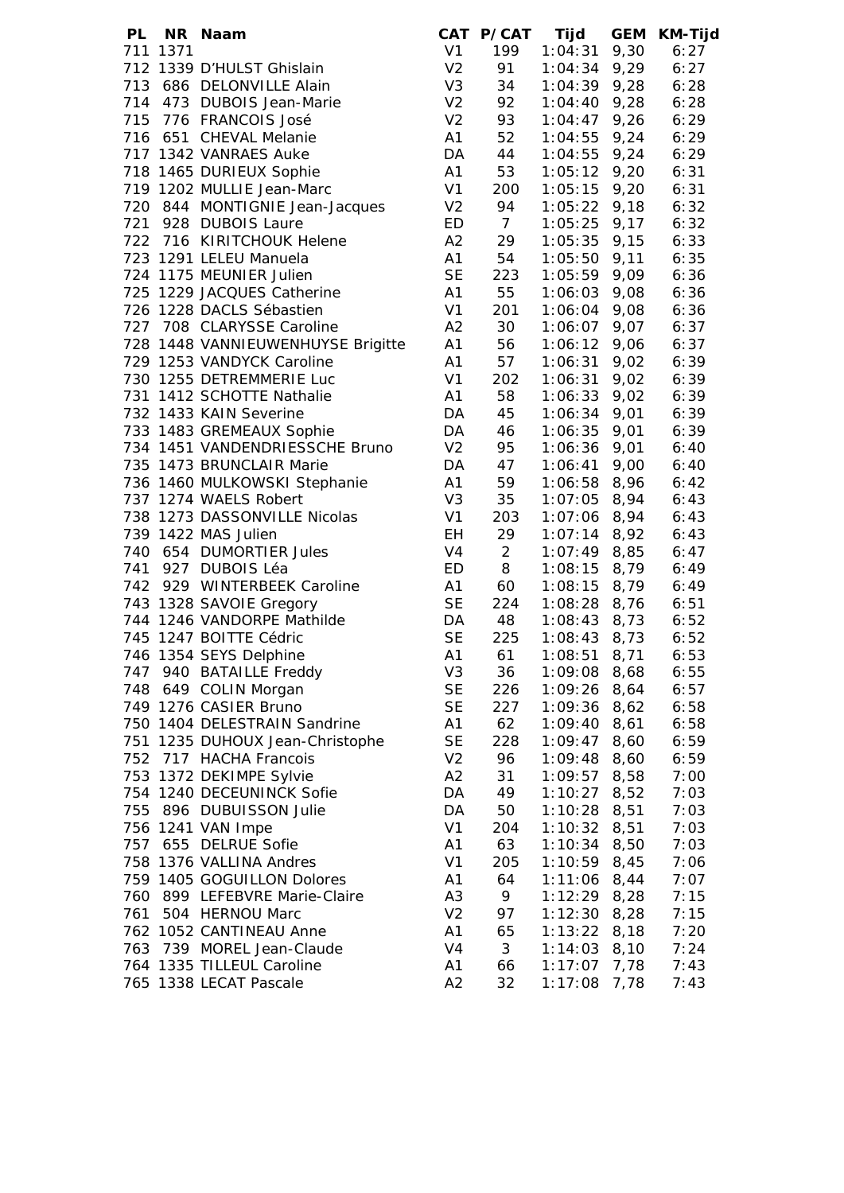| PL | NR | Naam | CAT | P/CAT | Tijd | GEM | KM-Tijd |
| --- | --- | --- | --- | --- | --- | --- | --- |
| 711 | 1371 | | V1 | 199 | 1:04:31 | 9,30 | 6:27 |
| 712 | 1339 | D'HULST Ghislain | V2 | 91 | 1:04:34 | 9,29 | 6:27 |
| 713 | 686 | DELONVILLE Alain | V3 | 34 | 1:04:39 | 9,28 | 6:28 |
| 714 | 473 | DUBOIS Jean-Marie | V2 | 92 | 1:04:40 | 9,28 | 6:28 |
| 715 | 776 | FRANCOIS José | V2 | 93 | 1:04:47 | 9,26 | 6:29 |
| 716 | 651 | CHEVAL Melanie | A1 | 52 | 1:04:55 | 9,24 | 6:29 |
| 717 | 1342 | VANRAES Auke | DA | 44 | 1:04:55 | 9,24 | 6:29 |
| 718 | 1465 | DURIEUX Sophie | A1 | 53 | 1:05:12 | 9,20 | 6:31 |
| 719 | 1202 | MULLIE Jean-Marc | V1 | 200 | 1:05:15 | 9,20 | 6:31 |
| 720 | 844 | MONTIGNIE Jean-Jacques | V2 | 94 | 1:05:22 | 9,18 | 6:32 |
| 721 | 928 | DUBOIS Laure | ED | 7 | 1:05:25 | 9,17 | 6:32 |
| 722 | 716 | KIRITCHOUK Helene | A2 | 29 | 1:05:35 | 9,15 | 6:33 |
| 723 | 1291 | LELEU Manuela | A1 | 54 | 1:05:50 | 9,11 | 6:35 |
| 724 | 1175 | MEUNIER Julien | SE | 223 | 1:05:59 | 9,09 | 6:36 |
| 725 | 1229 | JACQUES Catherine | A1 | 55 | 1:06:03 | 9,08 | 6:36 |
| 726 | 1228 | DACLS Sébastien | V1 | 201 | 1:06:04 | 9,08 | 6:36 |
| 727 | 708 | CLARYSSE Caroline | A2 | 30 | 1:06:07 | 9,07 | 6:37 |
| 728 | 1448 | VANNIEUWENHUYSE Brigitte | A1 | 56 | 1:06:12 | 9,06 | 6:37 |
| 729 | 1253 | VANDYCK Caroline | A1 | 57 | 1:06:31 | 9,02 | 6:39 |
| 730 | 1255 | DETREMMERIE Luc | V1 | 202 | 1:06:31 | 9,02 | 6:39 |
| 731 | 1412 | SCHOTTE Nathalie | A1 | 58 | 1:06:33 | 9,02 | 6:39 |
| 732 | 1433 | KAIN Severine | DA | 45 | 1:06:34 | 9,01 | 6:39 |
| 733 | 1483 | GREMEAUX Sophie | DA | 46 | 1:06:35 | 9,01 | 6:39 |
| 734 | 1451 | VANDENDRIESSCHE Bruno | V2 | 95 | 1:06:36 | 9,01 | 6:40 |
| 735 | 1473 | BRUNCLAIR Marie | DA | 47 | 1:06:41 | 9,00 | 6:40 |
| 736 | 1460 | MULKOWSKI Stephanie | A1 | 59 | 1:06:58 | 8,96 | 6:42 |
| 737 | 1274 | WAELS Robert | V3 | 35 | 1:07:05 | 8,94 | 6:43 |
| 738 | 1273 | DASSONVILLE Nicolas | V1 | 203 | 1:07:06 | 8,94 | 6:43 |
| 739 | 1422 | MAS Julien | EH | 29 | 1:07:14 | 8,92 | 6:43 |
| 740 | 654 | DUMORTIER Jules | V4 | 2 | 1:07:49 | 8,85 | 6:47 |
| 741 | 927 | DUBOIS Léa | ED | 8 | 1:08:15 | 8,79 | 6:49 |
| 742 | 929 | WINTERBEEK Caroline | A1 | 60 | 1:08:15 | 8,79 | 6:49 |
| 743 | 1328 | SAVOIE Gregory | SE | 224 | 1:08:28 | 8,76 | 6:51 |
| 744 | 1246 | VANDORPE Mathilde | DA | 48 | 1:08:43 | 8,73 | 6:52 |
| 745 | 1247 | BOITTE Cédric | SE | 225 | 1:08:43 | 8,73 | 6:52 |
| 746 | 1354 | SEYS Delphine | A1 | 61 | 1:08:51 | 8,71 | 6:53 |
| 747 | 940 | BATAILLE Freddy | V3 | 36 | 1:09:08 | 8,68 | 6:55 |
| 748 | 649 | COLIN Morgan | SE | 226 | 1:09:26 | 8,64 | 6:57 |
| 749 | 1276 | CASIER Bruno | SE | 227 | 1:09:36 | 8,62 | 6:58 |
| 750 | 1404 | DELESTRAIN Sandrine | A1 | 62 | 1:09:40 | 8,61 | 6:58 |
| 751 | 1235 | DUHOUX Jean-Christophe | SE | 228 | 1:09:47 | 8,60 | 6:59 |
| 752 | 717 | HACHA Francois | V2 | 96 | 1:09:48 | 8,60 | 6:59 |
| 753 | 1372 | DEKIMPE Sylvie | A2 | 31 | 1:09:57 | 8,58 | 7:00 |
| 754 | 1240 | DECEUNINCK Sofie | DA | 49 | 1:10:27 | 8,52 | 7:03 |
| 755 | 896 | DUBUISSON Julie | DA | 50 | 1:10:28 | 8,51 | 7:03 |
| 756 | 1241 | VAN Impe | V1 | 204 | 1:10:32 | 8,51 | 7:03 |
| 757 | 655 | DELRUE Sofie | A1 | 63 | 1:10:34 | 8,50 | 7:03 |
| 758 | 1376 | VALLINA Andres | V1 | 205 | 1:10:59 | 8,45 | 7:06 |
| 759 | 1405 | GOGUILLON Dolores | A1 | 64 | 1:11:06 | 8,44 | 7:07 |
| 760 | 899 | LEFEBVRE Marie-Claire | A3 | 9 | 1:12:29 | 8,28 | 7:15 |
| 761 | 504 | HERNOU Marc | V2 | 97 | 1:12:30 | 8,28 | 7:15 |
| 762 | 1052 | CANTINEAU Anne | A1 | 65 | 1:13:22 | 8,18 | 7:20 |
| 763 | 739 | MOREL Jean-Claude | V4 | 3 | 1:14:03 | 8,10 | 7:24 |
| 764 | 1335 | TILLEUL Caroline | A1 | 66 | 1:17:07 | 7,78 | 7:43 |
| 765 | 1338 | LECAT Pascale | A2 | 32 | 1:17:08 | 7,78 | 7:43 |